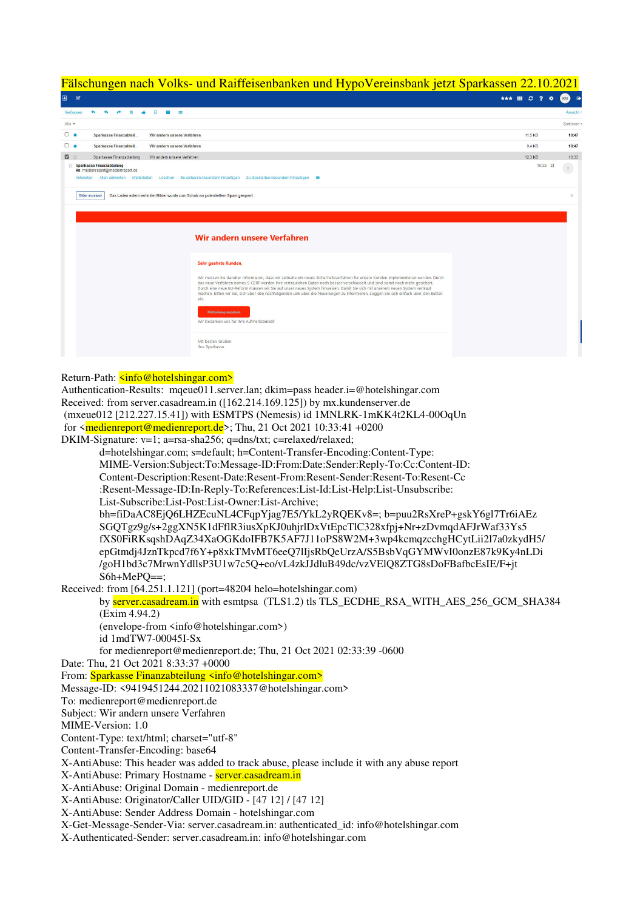Fälschungen nach Volks- und Raiffeisenbanken und HypoVereinsbank jetzt Sparkassen 22.10.2021

Sparkasse Finanzabteilung — Wir andern unsere Verfahren

An medienreport@medienreport.de

Das Laden extern verlinkter Bilder wurde zum Schutz vor potentiellem Spam gesperrt.

**Wir andern unsere Verfahren**

**Sehr geehrte Kunden,**

Wir mussen Sie daruber informieren, dass wir zeitnahe ein neues Sicherheitsverfahren fur unsere Kunden implementieren werden. Durch das neue Verfahren names S-CERT werden Ihre vertraulichen Daten noch besser verschlusselt und sind somit noch mehr gesichert. Durch eine neue EU-Reform mussen wir Sie auf unser neues System hinweisen. Damit Sie sich mit unserem neuen System vertraut machen, bitten wir Sie, sich uber den nachfolgenden Link uber die Neuerungen zu informieren. Loggen Sie sich einfach uber den Button ein.

Mitteilung ansehen

Wir bedanken uns fur Ihre Aufmerksamkeit

Mit besten Grußen
Ihre Sparkasse

```
Return-Path: <info@hotelshingar.com>
Authentication-Results:  mqeue011.server.lan; dkim=pass header.i=@hotelshingar.com
Received: from server.casadream.in ([162.214.169.125]) by mx.kundenserver.de
 (mxeue012 [212.227.15.41]) with ESMTPS (Nemesis) id 1MNLRK-1mKK4t2KL4-00OqUn
 for <medienreport@medienreport.de>; Thu, 21 Oct 2021 10:33:41 +0200
DKIM-Signature: v=1; a=rsa-sha256; q=dns/txt; c=relaxed/relaxed;
        d=hotelshingar.com; s=default; h=Content-Transfer-Encoding:Content-Type:
        MIME-Version:Subject:To:Message-ID:From:Date:Sender:Reply-To:Cc:Content-ID:
        Content-Description:Resent-Date:Resent-From:Resent-Sender:Resent-To:Resent-Cc
        :Resent-Message-ID:In-Reply-To:References:List-Id:List-Help:List-Unsubscribe:
        List-Subscribe:List-Post:List-Owner:List-Archive;
        bh=fiDaAC8EjQ6LHZEcuNL4CFqpYjag7E5/YkL2yRQEKv8=; b=puu2RsXreP+gskY6gl7Tr6iAEz
        SGQTgz9g/s+2ggXN5K1dFflR3iusXpKJ0uhjrlDxVtEpcTlC328xfpj+Nr+zDvmqdAFJrWaf33Ys5
        fXS0FiRKsqshDAqZ34XaOGKdoIFB7K5AF7J11oPS8W2M+3wp4kcmqzcchgHCytLii2l7a0zkydH5/
        epGtmdj4JznTkpcd7f6Y+p8xkTMvMT6eeQ7lIjsRbQeUrzA/S5BsbVqGYMWvI0onzE87k9Ky4nLDi
        /goH1bd3c7MrwnYdllsP3U1w7c5Q+eo/vL4zkJJdluB49dc/vzVElQ8ZTG8sDoFBafbcEsIE/F+jt
        S6h+MePQ==;
Received: from [64.251.1.121] (port=48204 helo=hotelshingar.com)
        by server.casadream.in with esmtpsa  (TLS1.2) tls TLS_ECDHE_RSA_WITH_AES_256_GCM_SHA384
        (Exim 4.94.2)
        (envelope-from <info@hotelshingar.com>)
        id 1mdTW7-00045I-Sx
        for medienreport@medienreport.de; Thu, 21 Oct 2021 02:33:39 -0600
Date: Thu, 21 Oct 2021 8:33:37 +0000
From: Sparkasse Finanzabteilung <info@hotelshingar.com>
Message-ID: <9419451244.20211021083337@hotelshingar.com>
To: medienreport@medienreport.de
Subject: Wir andern unsere Verfahren
MIME-Version: 1.0
Content-Type: text/html; charset="utf-8"
Content-Transfer-Encoding: base64
X-AntiAbuse: This header was added to track abuse, please include it with any abuse report
X-AntiAbuse: Primary Hostname - server.casadream.in
X-AntiAbuse: Original Domain - medienreport.de
X-AntiAbuse: Originator/Caller UID/GID - [47 12] / [47 12]
X-AntiAbuse: Sender Address Domain - hotelshingar.com
X-Get-Message-Sender-Via: server.casadream.in: authenticated_id: info@hotelshingar.com
X-Authenticated-Sender: server.casadream.in: info@hotelshingar.com
```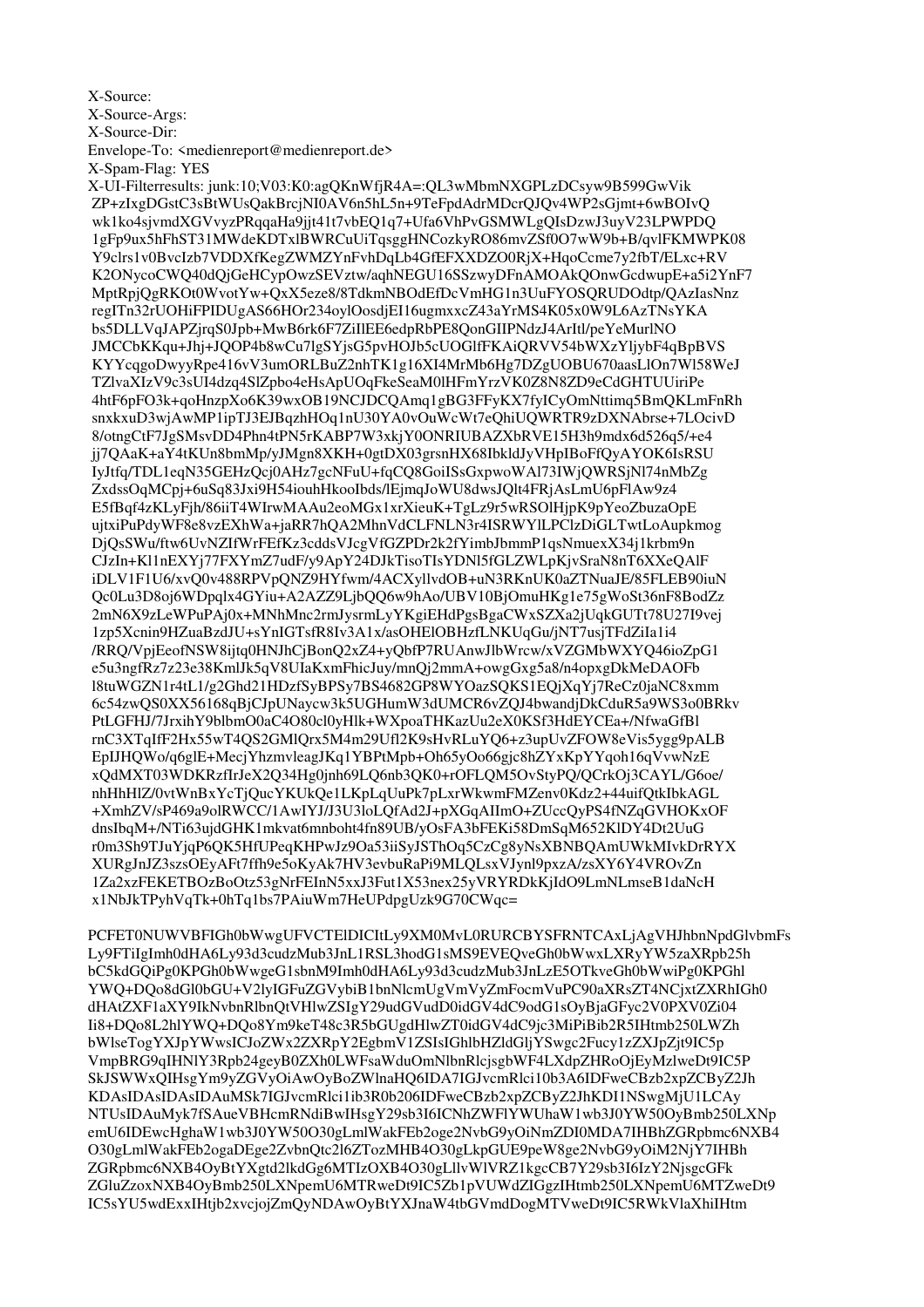X-Source:
X-Source-Args:
X-Source-Dir:
Envelope-To: <medienreport@medienreport.de>
X-Spam-Flag: YES
X-UI-Filterresults: junk:10;V03:K0:agQKnWfjR4A=:QL3wMbmNXGPLzDCsyw9B599GwVik
ZP+zIxgDGstC3sBtWUsQakBrcjNI0AV6n5hL5n+9TeFpdAdrMDcrQJQv4WP2sGjmt+6wBOIvQ
wk1ko4sjvmdXGVvyzPRqqaHa9jjt41t7vbEQ1q7+Ufa6VhPvGSMWLgQIsDzwJ3uyV23LPWPDQ
1gFp9ux5hFhST31MWdeKDTxlBWRCuUiTqsggHNCozkyRO86mvZSf0O7wW9b+B/qvlFKMWPK08
Y9clrs1v0BvcIzb7VDDXfKegZWMZYnFvhDqLb4GfEFXXDZO0RjX+HqoCcme7y2fbT/ELxc+RV
K2ONycoCWQ40dQjGeHCypOwzSEVztw/aqhNEGU16SSzwyDFnAMOAkQOnwGcdwupE+a5i2YnF7
MptRpjQgRKOt0WvotYw+QxX5eze8/8TdkmNBOdEfDcVmHG1n3UuFYOSQRUDOdtp/QAzIasNnz
regITn32rUOHiFPIDUgAS66HOr234oylOosdjEI16ugmxxcZ43aYrMS4K05x0W9L6AzTNsYKA
bs5DLLVqJAPZjrqS0Jpb+MwB6rk6F7ZiIlEE6edpRbPE8QonGIIPNdzJ4ArItl/peYeMurlNO
JMCCbKKqu+Jhj+JQOP4b8wCu7lgSYjsG5pvHOJb5cUOGlfFKAiQRVV54bWXzYljybF4qBpBVS
KYYcqgoDwyyRpe416vV3umORLBuZ2nhTK1g16XI4MrMb6Hg7DZgUOBU670aasLlOn7Wl58WeJ
TZlvaXIzV9c3sUI4dzq4SlZpbo4eHsApUOqFkeSeaM0lHFmYrzVK0Z8N8ZD9eCdGHTUUiriPe
4htF6pFO3k+qoHnzpXo6K39wxOB19NCJDCQAmq1gBG3FFyKX7fyICyOmNttimq5BmQKLmFnRh
snxkxuD3wjAwMP1ipTJ3EJBqzhHOq1nU30YA0vOuWcWt7eQhiUQWRTR9zDXNAbrse+7LOcivD
8/otngCtF7JgSMsvDD4Phn4tPN5rKABP7W3xkjY0ONRIUBAZXbRVE15H3h9mdx6d526q5/+e4
jj7QAaK+aY4tKUn8bmMp/yJMgn8XKH+0gtDX03grsnHX68IbkldJyVHpIBoFfQyAYOK6IsRSU
IyJtfq/TDL1eqN35GEHzQcj0AHz7gcNFuU+fqCQ8GoiISsGxpwoWAl73IWjQWRSjNl74nMbZg
ZxdssOqMCpj+6uSq83Jxi9H54iouhHkooIbds/lEjmqJoWU8dwsJQlt4FRjAsLmU6pFlAw9z4
E5fBqf4zKLyFjh/86iiT4WIrwMAAu2eoMGx1xrXieuK+TgLz9r5wRSOlHjpK9pYeoZbuzaOpE
ujtxiPuPdyWF8e8vzEXhWa+jaRR7hQA2MhnVdCLFNLN3r4ISRWYlLPClzDiGLTwtLoAupkmog
DjQsSWu/ftw6UvNZIfWrFEfKz3cddsVJcgVfGZPDr2k2fYimbJbmmP1qsNmuexX34j1krbm9n
CJzIn+Kl1nEXYj77FXYmZ7udF/y9ApY24DJkTisoTIsYDNl5fGLZWLpKjvSraN8nT6XXeQAlF
iDLV1F1U6/xvQ0v488RPVpQNZ9HYfwm/4ACXyllvdOB+uN3RKnUK0aZTNuaJE/85FLEB90iuN
Qc0Lu3D8oj6WDpqlx4GYiu+A2AZZ9LjbQQ6w9hAo/UBV10BjOmuHKg1e75gWoSt36nF8BodZz
2mN6X9zLeWPuPAj0x+MNhMnc2rmJysrmLyYKgiEHdPgsBgaCWxSZXa2jUqkGUTt78U27I9vej
1zp5Xcnin9HZuaBzdJU+sYnIGTsfR8Iv3A1x/asOHElOBHzfLNKUqGu/jNT7usjTFdZiIa1i4
/RRQ/VpjEeofNSW8ijtq0HNJhCjBonQ2xZ4+yQbfP7RUAnwJlbWrcw/xVZGMbWXYQ46ioZpG1
e5u3ngfRz7z23e38KmlJk5qV8UIaKxmFhicJuy/mnQj2mmA+owgGxg5a8/n4opxgDkMeDAOFb
l8tuWGZN1r4tL1/g2Ghd21HDzfSyBPSy7BS4682GP8WYOazSQKS1EQjXqYj7ReCz0jaNC8xmm
6c54zwQS0XX56168qBjCJpUNaycw3k5UGHumW3dUMCR6vZQJ4bwandjDkCduR5a9WS3o0BRkv
PtLGFHJ/7JrxihY9blbmO0aC4O80cl0yHlk+WXpoaTHKazUu2eX0KSf3HdEYCEa+/NfwaGfBl
rnC3XTqIfF2Hx55wT4QS2GMlQrx5M4m29Ufl2K9sHvRLuYQ6+z3upUvZFOW8eVis5ygg9pALB
EpIJHQWo/q6glE+MecjYhzmvleagJKq1YBPtMpb+Oh65yOo66gjc8hZYxKpYYqoh16qVvwNzE
xQdMXT03WDKRzfIrJeX2Q34Hg0jnh69LQ6nb3QK0+rOFLQM5OvStyPQ/QCrkOj3CAYL/G6oe/
nhHhHlZ/0vtWnBxYcTjQucYKUkQe1LKpLqUuPk7pLxrWkwmFMZenv0Kdz2+44uifQtkIbkAGL
+XmhZV/sP469a9olRWCC/1AwIYJ/J3U3loLQfAd2J+pXGqAIImO+ZUccQyPS4fNZqGVHOKxOF
dnsIbqM+/NTi63ujdGHK1mkvat6mnboht4fn89UB/yOsFA3bFEKi58DmSqM652KlDY4Dt2UuG
r0m3Sh9TJuYjqP6QK5HfUPeqKHPwJz9Oa53iiSyJSThOq5CzCg8yNsXBNBQAmUWkMIvkDrRYX
XURgJnJZ3szsOEyAFt7ffh9e5oKyAk7HV3evbuRaPi9MLQLsxVJynl9pxzA/zsXY6Y4VROvZn
1Za2xzFEKETBOzBoOtz53gNrFEInN5xxJ3Fut1X53nex25yVRYRDkKjIdO9LmNLmseB1daNcH
x1NbJkTPyhVqTk+0hTq1bs7PAiuWm7HeUPdpgUzk9G70CWqc=

PCFET0NUWVBFIGh0bWwgUFVCTElDICItLy9XM0MvL0RURCBYSFRNTCAxLjAgVHJhbnNpdGlvbmFs
Ly9FTiIgImh0dHA6Ly93d3cudzMub3JnL1RSL3hodG1sMS9EVEQveGh0bWwxLXRyYW5zaXRpb25h
bC5kdGQiPg0KPGh0bWwgeG1sbnM9Imh0dHA6Ly93d3cudzMub3JnLzE5OTkveGh0bWwiPg0KPGhl
YWQ+DQo8dGl0bGU+V2lyIGFuZGVybiBibnNlcmUgVmVyZmFocmVuPC90aXRsZT4NCjxtZXRhIGh0
dHAtZXF1aXY9IkNvbnRlbnQtVHlwZSIgY29udGVudD0idGV4dC9odG1sOyBjaGFyc2V0PXV0Zi04
Ii8+DQo8L2hlYWQ+DQo8Ym9keT48c3R5bGUgdHlwZT0idGV4dC9jc3MiPiBib2R5IHtmb250LWZh
bWlseTogYXJpYWwsICJoZWx2ZXRpY2EgbmV1ZSIsIGhlbHZldGljYSwgc2Fucy1zZXJpZjt9IC5p
VmpBRG9qIHNlY3Rpb24geyB0ZXh0LWFsaWduOmNlbnRlcjsgbWF4LXdpZHRoOjEyMzlweDt9IC5P
SkJSWXdQIHsgYm9yZGVyOiAwOyBoZWlnaHQ6IDA7IGJvcmRlci10b3A6IDFweCBzb2xpZCByZ2Jh
KDAsIDAsIDAsIDAuMSk7IGJvcmRlci1ib3R0b206IDFweCBzb2xpZCByZ2JhKDI1NSwgMjU1LCAy
NTUsIDAuMyk7fSAueVBHcmRNdiBwIHsgY29sb3I6ICNhZWFlYWUhaW1wb3J0YW50OyBmb250LXNp
emU6IDEwcHghaW1wb3J0YW50O30gLmlWakFEb2oge2NvbG9yOiNmZDI0MDA7IHBhZGRpbmc6NXB4
O30gLmlWakFEb2ogaDEge2ZvbnQtc2l6ZTozMHB4O30gLkpGUE9peW8ge2NvbG9yOiM2NjY7IHBh
ZGRpbmc6NXB4OyBtYXgtd2lkdGg6MTIzOXB4O30gLllvWlVRZ1kgcCB7Y29sb3I6IzY2NjsgcGFk
ZGluZzoxNXB4OyBmb250LXNpemU6MTRweDt9IC5Zb1pVUWdZIGgzIHtmb250LXNpemU6MTZweDt9
IC5sYU5wdExxIHtjb2xvcjojZmQyNDAwOyBtYXJnaW4tbGVmdDogMTVweDt9IC5RWkVlaXhiIHtm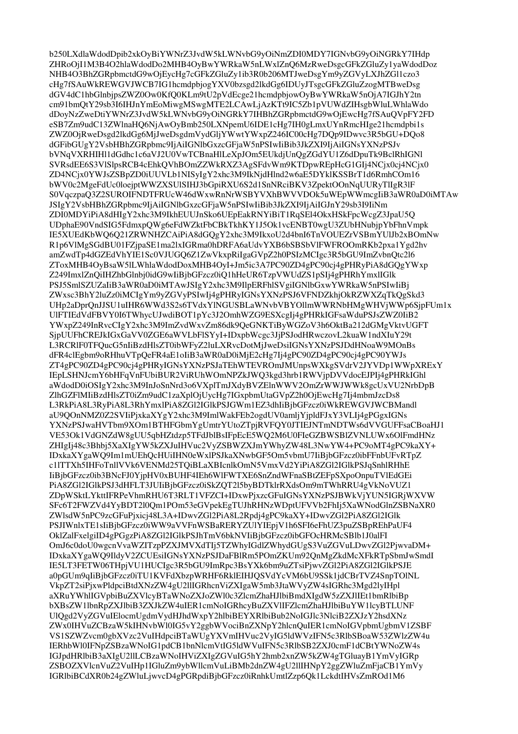b250LXdlaWdodDpib2xkOyBiYWNrZ3JvdW5kLWNvbG9yOiNmZDI0MDY7IGNvbG9yOiNGRkY7IHdp
ZHRoOjI1M3B4O2hlaWdodDo2MHB4OyBwYWRkaW5nLWxlZnQ6MzRweDsgcGFkZGluZy1yaWdodDoz
NHB4O3BhZGRpbmctdG9wOjEycHg7cGFkZGluZy1ib3R0b206MTJweDsgYm9yZGVyLXJhZGl1czo3
cHg7fSAuWkREWGVJWCB7IG1hcmdpbjogYXV0bzsgd2lkdGg6IDUyJTsgcGFkZGluZzogMTBweDsg
dGV4dC1hbGlnbjpsZWZ0Ow0KfQ0KLm9tU2pVdEcge21hcmdpbjowOyBwYWRkaW5nOjA7IGJhY2tn
cm91bmQtY29sb3I6IHJnYmEoMiwgMSwgMTE2LCAwLjAzKTt9IC5Zb1pVUWdZIHsgbWluLWhlaWdo
dDoyNzZweDtiYWNrZ3JvdW5kLWNvbG9yOiNGRkY7IHBhZGRpbmctdG9wOjEwcHg7fSAuQVpFY2FD
eSB7Zm9udC13ZWlnaHQ6NjAwOyBmb250LXNpemU6IDE1cHg7IH0gLmxUYnRmcHIge21hcmdpbi1s
ZWZ0OjRweDsgd2lkdGg6MjJweDsgdmVydGljYWwtYWxpZ246IC00cHg7DQp9IDwvc3R5bGU+DQo8
dGFibGUgY2VsbHBhZGRpbmc9IjAiIGNlbGxzcGFjaW5nPSIwIiBib3JkZXI9IjAiIGNsYXNzPSJv
bVNqVXRHIHl1dGdhc1c6aVJ2U0VwTCBnaHlLeXpJOm5EUkdjUnQgZGdYU1Z6dDpuTk9BclRhIGNl
SVRsdEE6S3VlSlpsRCB4cEhkQVhBOmZZWkRXZ3AgSFdvWm9KTDpwREpHcG1GIj4NCjx0cj4NCjx0
ZD4NCjx0YWJsZSBpZD0iUUVLb1NISyIgY2xhc3M9IkNjdHlnd2w6aE5DYklKSSBrT1d6RmhCOm16
bWV0c2MgeFdUc0loejptWWZXSUlSIHJ3bGpiRXU6S2d1SnNRciBKV3ZpektOOnNqUURyTlIgR3lF
S0VqczpaQ3Z2SUROIFNDTFRUcW46dWxwRnNrWSBYVXhBWVVDOk5uWEpWWmcgIiB3aWR0aD0iMTAw
JSIgY2VsbHBhZGRpbmc9IjAiIGNlbGxzcGFjaW5nPSIwIiBib3JkZXI9IjAiIGJnY29sb3I9IiNm
ZDI0MDYiPiA8dHIgY2xhc3M9IkhEUUJnSko6UEpEakRNYiBiT1RqSEl4OkxHSkFpcWcgZ3JpaU5Q
UDphaE90VndSIG5FdmxpQWg6eFdWZktFbCBkTkhKY1J5Ok1vcENBT0wgU3ZUbHNubjpYbFhnVmpk
IE5XUEdKbWQ6Q21ZRWNHZCAiPiA8dGQgY2xhc3M9IkxoU2d4bnI6TnVOUEZrVSBmYUlJb2xBOmNw
R1p6VlMgSGdBU01FZjpaSE1ma2lxIGRma0hDRFA6aUdvYXB6bSBSbVlFWFROOmRKb2pxa1Ygd2hv
amZwdTp4dGZEdVhYIE1Sc0VJUGQ6Z1ZwVkxpRiIgaGVpZ2h0PSIzMCIgc3R5bGU9ImZvbnQtc2l6
ZToxMHB4OyBsaW5lLWhlaWdodDoxMHB4OyI+Jm5ic3A7PC90ZD4gPC90cj4gPHRyPiA8dGQgYWxp
Z249ImxlZnQiIHZhbGlnbj0idG9wIiBjbGFzcz0iQ1hHeUR6TzpVWUdZS1pSIj4gPHRhYmxlIGlk
PSJ5SmlSZUZaIiB3aWR0aD0iMTAwJSIgY2xhc3M9IlpERFhlSVgiIGNlbGxwYWRkaW5nPSIwIiBj
ZWxsc3BhY2luZz0iMCIgYm9yZGVyPSIwIj4gPHRyIGNsYXNzPSJ6VFNDZkhjOkRZWXZqTkQgSkd3
UHp2aDprQnJJSU1uIHR6WWd3S2s6TVdxYlNGUSBLaWNvbVBYOllmWWRNbHMgWHVjWWp6SjpFUm1x
UlFTIEdVdFBVY0I6TWhycUJwdiBOT1pYc3J2OmhWZG9ESXcgIj4gPHRkIGFsaWduPSJsZWZ0IiB2
YWxpZ249InRvcCIgY2xhc3M9ImZvdWxvZm86dk9QeGNKTiByWGZoV3h6OktBa212dGMgVktvUGFT
SjpUUFhCREJkIGxGaVV0ZGE6aWVLbFlSYyI+IDxpbWcgc3JjPSJodHRwczovL2kuaW1ndXIuY29t
L3RCRlF0TFQucG5nIiBzdHlsZT0ibWFyZ2luLXRvcDotMjJweDsiIGNsYXNzPSJDdHNoaW9MOnBs
dFR4clEgbm9oRHhuVTpQeFR4aE1oIiB3aWR0aD0iMjE2cHg7Ij4gPC90ZD4gPC90cj4gPC90YWJs
ZT4gPC90ZD4gPC90cj4gPHRyIGNsYXNzPSJaTEhWTEVROmJMUnpsWXkgSVdrV2JYVDp1WWpXRExY
IEpLSHNJcmY6bHFqVnFUbiBUR2ViRUhWOmNPZkJWQ3kgd3hrb1RWVjpDVVdocEJPIj4gPHRkIGhl
aWdodD0iOSIgY2xhc3M9InJoSnNrd3o6VXplTmJXdyBVZElnWWV2OmZrWWJWWk8gcUxVU2NrbDpB
ZlhGZFlMIiBzdHlsZT0iZm9udC1zaXplOjUycHg7IGxpbmUtaGVpZ2h0OjEwcHg7Ij4mbmJzcDs8
L3RkPiA8L3RyPiA8L3RhYmxlPiA8ZGl2IGlkPSJGWm1EZ3dhIiBjbGFzcz0iWkREWGVJWCBMandl
aU9QOnNMZ0Z2SVIiPjxkaXYgY2xhc3M9ImlWakFEb2ogdUV0amljYjpldFJxY3VLIj4gPGxIGNs
YXNzPSJwaHVTbm9XOm1BTHFGbmYgUmtrYUtoZTpjRVFQY0JTIEJNTmNDTWs6dVVGUFFsaCBoaHJ1
VE53Ok1VdGNZdW8gUU5qbHZtdzp5TFdJblBsIFpEcE5WQ2M6U0FIeGZBWSBlZVNLUWx6OlFmdHNz
ZHIgIj48c3Bhbj5XaXIgYW5kZXJuIHVuc2VyZSBWZXJmYWhyZW48L3NwYW4+PC9oMT4gPC9kaXY+
IDxkaXYgaWQ9Im1mUEhQcHUiIHN0eWxlPSJkaXNwbGF5Om5vbmU7IiBjbGFzcz0ibFFnbUFvRTpZ
c1lTTXh5IHFoTnllVVk6VENMd25TQiBLaXBIcnlkOmN5VmxVd2YiPiA8ZGl2IGlkPSJqSnhlRHhE
IiBjbGFzcz0ib3BNcFJ0YjpHV0xBUHF4IEh6WlFWTXE6SnZndWFnaSBtZEFpSXpoOnpuTVlEdGEi
PiA8ZGl2IGlkPSJ3dHFLT3JUIiBjbGFzcz0iSkZQT2l5byBDTklrRXdsOm9mTWhRRU4gVkNoVUZ1
ZDpWSktLYkttIFRPeVhmRHU6T3RLT1VFZCI+IDxwPjxzcGFuIGNsYXNzPSJBWkVjYUN5IGRjWXVW
SFc6T2FWZVd4YyBDT2l0Qm1POm53eGVpekEgTUJhRHNzWDptUFVVb2FhIj5XaWNodGlnZSBNaXR0
ZWlsdW5nPC9zcGFuPjxicj48L3A+IDwvZGl2PiA8L2Rpdj4gPC9kaXY+IDwvZGl2PiA8ZGl2IGlk
PSJIWnlxTE1sIiBjbGFzcz0iWW9aVVFnWSBaRERYZUlYIEpjV1h6SFI6eFhUZ3puZSBpREhPaUF4
OklZalFxelgiID4gPGgzPiA8ZGl2IGlkPSJhTmV6bkNVIiBjbGFzcz0ibGFOcHRMcSBlb1J0alFI
OmJ6c0doU0wgcnVvaWZITzpPZXJMVXdTIj5TZWhyIGdlZWhydGUgS3VuZGVuLDwvZGl2PjwvaDM+
IDxkaXYgaWQ9IldyV2ZCUEsiIGNsYXNzPSJDaFBlRm5POmZKUm92QnMgZkdMcXFkRTpSbmJwSmdI
IE5LT3FETW06THpjVU1HUCIgc3R5bGU9ImRpc3BsYXk6bm9uZTsiPjwvZGl2PiA8ZGl2IGlkPSJE
a0pGUm9qIiBjbGFzcz0iTU1KVFdXbzpWRHF6RklEIHJQSVdYcVM6bU9SSk1jdCBrTVZ4SnpTOlNL
VkpZT2siPjxwPldpciBtdXNzZW4gU2llIGRhcnViZXIgaW5mb3JtaWVyZW4sIGRhc3Mgd2lyIHpl
aXRuYWhlIGVpbiBuZXVlcyBTaWNoZXJoZWl0c3lzdGVtIHJlbiBmdXIgdW5zZXJlIEt1bmRlbiBp
bXBsZW1lbnRpZXJlbiB3ZXJkZW4uIER1cmNoIGRhcyBuZXVlIFZlcmZhaHJlbiBuYW1lcyBTLUNF
UlQgd2VyZGVuIElocmUgdmVydHJhdWxpY2hlbiBEYXRlbiBub2NoIGJlc3NlciB2ZXJzY2hsdXNz
ZWx0IHVuZCBzaWNoZXIgdmVyd2FocnQuIER1cmNoIGVpbmUgbmV1ZSBF
VS1SZWZvcm0gbXVzc2VuIHdpciBTaWUgYXVmIHVuc2VyIG5ldWVzIFN5c3RlbSBoaW53ZWlzZW4u
IERhbWl0IFNpZSBzaWNoIG1pdCB1bnNlcmVtIG5ldWVuIFN5c3RlbSB2ZXJ0cmF1dCBtYWNoZW4s
IGJpdHRlbiB3aXIgU2llLCBzaWNoIHViZXIgZGVuIG5hY2hmb2xnZW5kZW4gTGluayB1YmVyIGRp
ZSBOZXVlcnVuZ2VuIHp1IGluZm9ybWllcmVuLiBMb2dnZW4gU2llIHNpY2ggZWluZmFjaCB1YmVy
IGRlbiBCdXR0b24gZWluLjwvcD4gPGRpdiBjbGFzcz0iRnhkUmtlZzp6Qk1LckdtIHVsZmROd1M6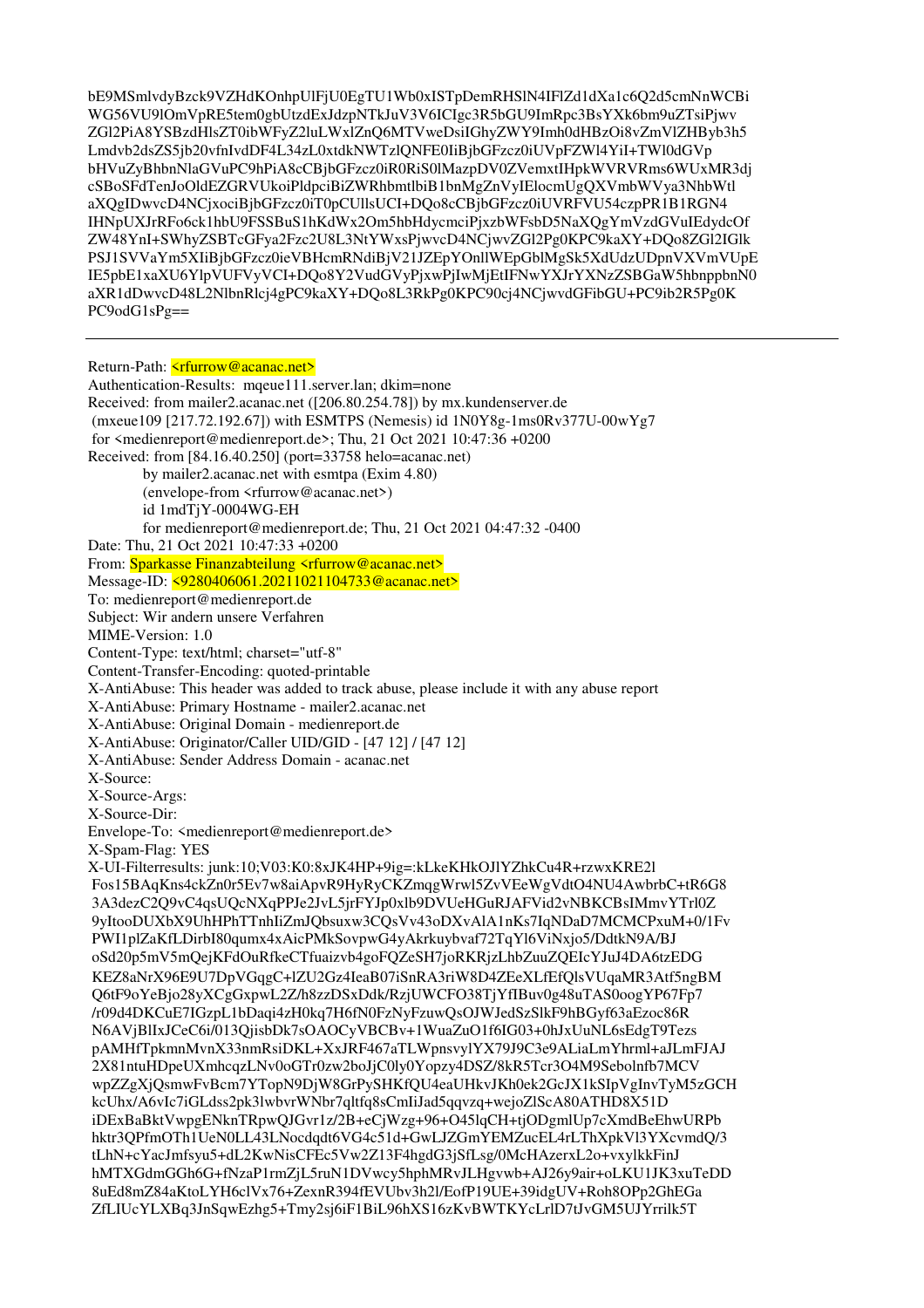```
bE9MSmlvdyBzck9VZHdKOnhpUlFjU0EgTU1Wb0xISTpDemRHSlN4IFlZd1dXa1c6Q2d5cmNnWCBi
WG56VU9lOmVpRE5tem0gbUtzdExJdzpNTkJuV3V6ICIgc3R5bGU9ImRpc3BsYXk6bm9uZTsiPjwv
ZGl2PiA8YSBzdHlsZT0ibWFyZ2luLWxlZnQ6MTVweDsiIGhyZWY9Imh0dHBzOi8vZmVlZHByb3h5
Lmdvb2dsZS5jb20vfnIvdDF4L34zL0xtdkNWTzlQNFE0IiBjbGFzcz0iUVpFZWl4YiI+TWl0dGVp
bHVuZyBhbnNlaGVuPC9hPiA8cCBjbGFzcz0iR0RiS0lMazpDV0ZVemxtIHpkWVRVRms6WUxMR3dj
cSBoSFdTenJoOldEZGRVUkoiPldpciBiZWRhbmtlbiB1bnMgZnVyIElocmUgQXVmbWVya3NhbWtl
aXQgIDwvcD4NCjxociBjbGFzcz0iT0pCUllsUCI+DQo8cCBjbGFzcz0iUVRFVU54czpPR1B1RGN4
IHNpUXJrRFo6ck1hbU9FSSBuS1hKdWx2Om5hbHdycmciPjxzbWFsbD5NaXQgYmVzdGVuIEdydcOf
ZW48YnI+SWhyZSBTcGFya2Fzc2U8L3NtYWxsPjwvcD4NCjwvZGl2Pg0KPC9kaXY+DQo8ZGl2IGlk
PSJ1SVVaYm5XIiBjbGFzcz0ieVBHcmRNdiBjV21JZEpYOnllWEpGblMgSk5XdUdzUDpnVXVmVUpE
IE5pbE1xaXU6YlpVUFVyVCI+DQo8Y2VudGVyPjxwPjIwMjEtIFNwYXJrYXNzZSBGaW5hbnppbnN0
aXR1dDwvcD48L2NlbnRlcj4gPC9kaXY+DQo8L3RkPg0KPC90cj4NCjwvdGFibGU+PC9ib2R5Pg0K
PC9odG1sPg==
```

---

```
Return-Path: <rfurrow@acanac.net>
Authentication-Results: mqeue111.server.lan; dkim=none
Received: from mailer2.acanac.net ([206.80.254.78]) by mx.kundenserver.de
 (mxeue109 [217.72.192.67]) with ESMTPS (Nemesis) id 1N0Y8g-1ms0Rv377U-00wYg7
 for <medienreport@medienreport.de>; Thu, 21 Oct 2021 10:47:36 +0200
Received: from [84.16.40.250] (port=33758 helo=acanac.net)
	by mailer2.acanac.net with esmtpa (Exim 4.80)
	(envelope-from <rfurrow@acanac.net>)
	id 1mdTjY-0004WG-EH
	for medienreport@medienreport.de; Thu, 21 Oct 2021 04:47:32 -0400
Date: Thu, 21 Oct 2021 10:47:33 +0200
From: Sparkasse Finanzabteilung <rfurrow@acanac.net>
Message-ID: <9280406061.20211021104733@acanac.net>
To: medienreport@medienreport.de
Subject: Wir andern unsere Verfahren
MIME-Version: 1.0
Content-Type: text/html; charset="utf-8"
Content-Transfer-Encoding: quoted-printable
X-AntiAbuse: This header was added to track abuse, please include it with any abuse report
X-AntiAbuse: Primary Hostname - mailer2.acanac.net
X-AntiAbuse: Original Domain - medienreport.de
X-AntiAbuse: Originator/Caller UID/GID - [47 12] / [47 12]
X-AntiAbuse: Sender Address Domain - acanac.net
X-Source: 
X-Source-Args: 
X-Source-Dir: 
Envelope-To: <medienreport@medienreport.de>
X-Spam-Flag: YES
X-UI-Filterresults: junk:10;V03:K0:8xJK4HP+9ig=:kLkeKHkOJlYZhkCu4R+rzwxKRE2l
 Fos15BAqKns4ckZn0r5Ev7w8aiApvR9HyRyCKZmqgWrwl5ZvVEeWgVdtO4NU4AwbrbC+tR6G8
 3A3dezC2Q9vC4qsUQcNXqPPJe2JvL5jrFYJp0xlb9DVUeHGuRJAFVid2vNBKCBsIMmvYTrl0Z
 9yItooDUXbX9UhHPhTTnhIiZmJQbsuxw3CQsVv43oDXvAlA1nKs7IqNDaD7MCMCPxuM+0/1Fv
 PWI1plZaKfLDirbI80qumx4xAicPMkSovpwG4yAkrkuybvaf72TqYl6ViNxjo5/DdtkN9A/BJ
 oSd20p5mV5mQejKFdOuRfkeCTfuaizvb4goFQZeSH7joRKRjzLhbZuuZQEIcYJuJ4DA6tzEDG
 KEZ8aNrX96E9U7DpVGqgC+lZU2Gz4IeaB07iSnRA3riW8D4ZEeXLfEfQlsVUqaMR3Atf5ngBM
 Q6tF9oYeBjo28yXCgGxpwL2Z/h8zzDSxDdk/RzjUWCFO38TjYfIBuv0g48uTAS0oogYP67Fp7
 /r09d4DKCuE7IGzpL1bDaqi4zH0kq7H6fN0FzNyFzuwQsOJWJedSzSlkF9hBGyf63aEzoc86R
 N6AVjBlIxJCeC6i/013QjisbDk7sOAOCyVBCBv+1WuaZuO1f6IG03+0hJxUuNL6sEdgT9Tezs
 pAMHfTpkmnMvnX33nmRsiDKL+XxJRF467aTLWpnsvylYX79J9C3e9ALiaLmYhrml+aJLmFJAJ
 2X81ntuHDpeUXmhcqzLNv0oGTr0zw2boJjC0ly0Yopzy4DSZ/8kR5Tcr3O4M9Sebolnfb7MCV
 wpZZgXjQsmwFvBcm7YTopN9DjW8GrPySHKfQU4eaUHkvJKh0ek2GcJX1kSIpVgInvTyM5zGCH
 kcUhx/A6vIc7iGLdss2pk3lwbvrWNbr7qltfq8sCmIiJad5qvzq+wejoZlScA80ATHD8X51D
 iDExBaBktVwpgENknTRpwQJGvr1z/2B+eCjWzg+96+O45lqCH+tjODgmlUp7cXmdBeEhwURPb
 hktr3QPfmOTh1UeN0LL43LNocdqdt6VG4c51d+GwLJZGmYEMZucEL4rLThXpkVl3YXcvmdQ/3
 tLhN+cYacJmfsyu5+dL2KwNisCFEc5Vw2Z13F4hgdG3jSfLsg/0McHAzerxL2o+vxylkkFinJ
 hMTXGdmGGh6G+fNzaP1rmZjL5ruN1DVwcy5hphMRvJLHgvwb+AJ26y9air+oLKU1JK3xuTeDD
 8uEd8mZ84aKtoLYH6clVx76+ZexnR394fEVUbv3h2l/EofP19UE+39idgUV+Roh8OPp2GhEGa
 ZfLIUcYLXBq3JnSqwEzhg5+Tmy2sj6iF1BiL96hXS16zKvBWTKYcLrlD7tJvGM5UJYrrilk5T
```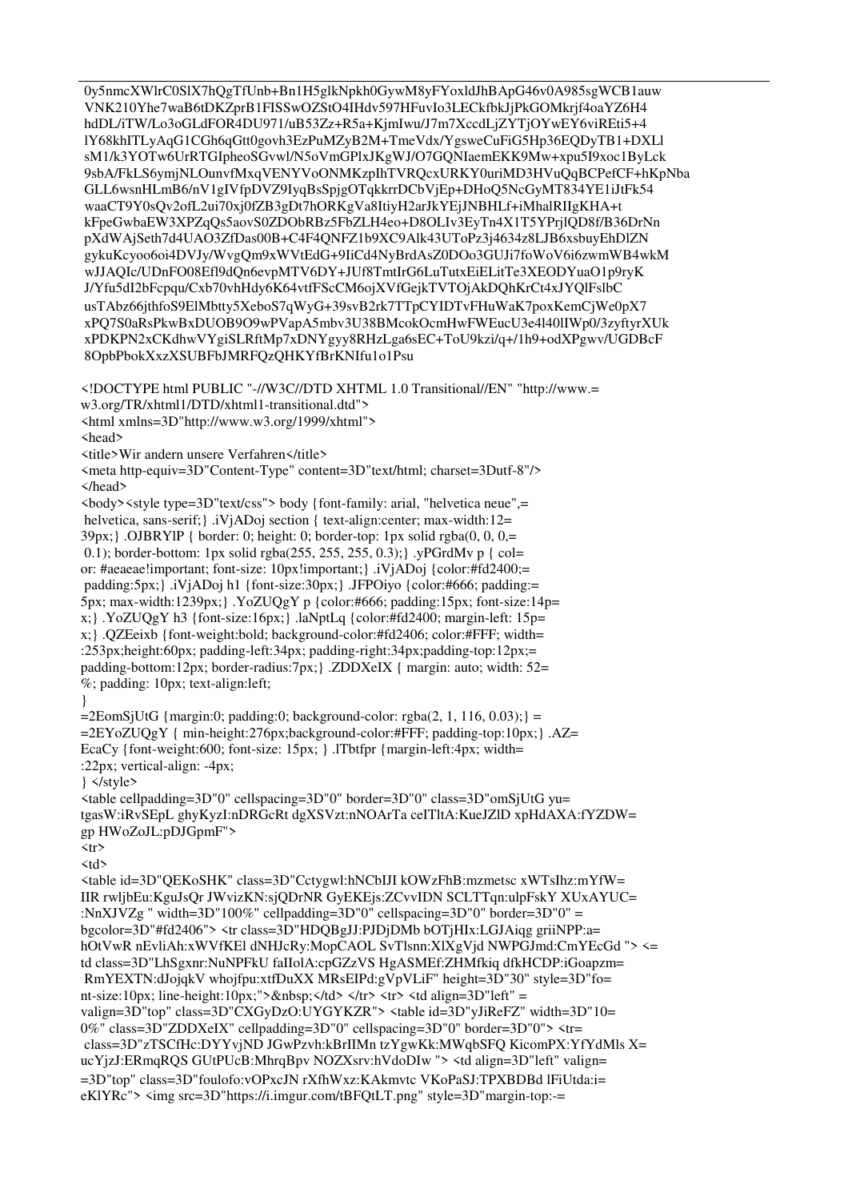```
0y5nmcXWlrC0SlX7hQgTfUnb+Bn1H5glkNpkh0GywM8yFYoxldJhBApG46v0A985sgWCB1auw
VNK210Yhe7waB6tDKZprB1FISSwOZStO4IHdv597HFuvIo3LECkfbkJjPkGOMkrjf4oaYZ6H4
hdDL/iTW/Lo3oGLdFOR4DU971/uB53Zz+R5a+KjmIwu/J7m7XccdLjZYTjOYwEY6viREti5+4
lY68khITLyAqG1CGh6qGtt0govh3EzPuMZyB2M+TmeVdx/YgsweCuFiG5Hp36EQDyTB1+DXLl
sM1/k3YOTw6UrRTGIpheoSGvwl/N5oVmGPlxJKgWJ/O7GQNIaemEKK9Mw+xpu5I9xoc1ByLck
9sbA/FkLS6ymjNLOunvfMxqVENYVoONMKzpIhTVRQcxURKY0uriMD3HVuQqBCPefCF+hKpNba
GLL6wsnHLmB6/nV1gIVfpDVZ9IyqBsSpjgOTqkkrrDCbVjEp+DHoQ5NcGyMT834YE1iJtFk54
waaCT9Y0sQv2ofL2ui70xj0fZB3gDt7hORKgVa8ItiyH2arJkYEjJNBHLf+iMhalRIIgKHA+t
kFpeGwbaEW3XPZqQs5aovS0ZDObRBz5FbZLH4eo+D8OLIv3EyTn4X1T5YPrjlQD8f/B36DrNn
pXdWAjSeth7d4UAO3ZfDas00B+C4F4QNFZ1b9XC9Alk43UToPz3j4634z8LJB6xsbuyEhDlZN
gykuKcyoo6oi4DVJy/WvgQm9xWVtEdG+9IiCd4NyBrdAsZ0DOo3GUJi7foWoV6i6zwmWB4wkM
wJJAQIc/UDnFO08Efl9dQn6evpMTV6DY+JUf8TmtIrG6LuTutxEiELitTe3XEODYuaO1p9ryK
J/Yfu5dI2bFcpqu/Cxb70vhHdy6K64vtfFScCM6ojXVfGejkTVTOjAkDQhKrCt4xJYQlFslbC
usTAbz66jthfoS9ElMbtty5XeboS7qWyG+39svB2rk7TTpCYIDTvFHuWaK7poxKemCjWe0pX7
xPQ7S0aRsPkwBxDUOB9O9wPVapA5mbv3U38BMcokOcmHwFWEucU3e4l40lIWp0/3zyftyrXUk
xPDKPN2xCKdhwVYgiSLRftMp7xDNYgyy8RHzLga6sEC+ToU9kzi/q+/1h9+odXPgwv/UGDBcF
8OpbPbokXxzXSUBFbJMRFQzQHKYfBrKNIfu1o1Psu
```

```
<!DOCTYPE html PUBLIC "-//W3C//DTD XHTML 1.0 Transitional//EN" "http://www.=
w3.org/TR/xhtml1/DTD/xhtml1-transitional.dtd">
<html xmlns=3D"http://www.w3.org/1999/xhtml">
<head>
<title>Wir andern unsere Verfahren</title>
<meta http-equiv=3D"Content-Type" content=3D"text/html; charset=3Dutf-8"/>
</head>
<body><style type=3D"text/css"> body {font-family: arial, "helvetica neue",=
 helvetica, sans-serif;} .iVjADoj section { text-align:center; max-width:12=
39px;} .OJBRYlP { border: 0; height: 0; border-top: 1px solid rgba(0, 0, 0,=
 0.1); border-bottom: 1px solid rgba(255, 255, 255, 0.3);} .yPGrdMv p { col=
or: #aeaeae!important; font-size: 10px!important;} .iVjADoj {color:#fd2400;=
padding:5px;} .iVjADoj h1 {font-size:30px;} .JFPOiyo {color:#666; padding:=
5px; max-width:1239px;} .YoZUQgY p {color:#666; padding:15px; font-size:14p=
x;} .YoZUQgY h3 {font-size:16px;} .laNptLq {color:#fd2400; margin-left: 15p=
x;} .QZEeixb {font-weight:bold; background-color:#fd2406; color:#FFF; width=
:253px;height:60px; padding-left:34px; padding-right:34px;padding-top:12px;=
padding-bottom:12px; border-radius:7px;} .ZDDXeIX { margin: auto; width: 52=
%; padding: 10px; text-align:left;
}
=2EomSjUtG {margin:0; padding:0; background-color: rgba(2, 1, 116, 0.03);} =
=2EYoZUQgY { min-height:276px;background-color:#FFF; padding-top:10px;} .AZ=
EcaCy {font-weight:600; font-size: 15px; } .lTbtfpr {margin-left:4px; width=
:22px; vertical-align: -4px;
} </style>
<table cellpadding=3D"0" cellspacing=3D"0" border=3D"0" class=3D"omSjUtG yu=
tgasW:iRvSEpL ghyKyzI:nDRGcRt dgXSVzt:nNOArTa ceITltA:KueJZlD xpHdAXA:fYZDW=
gp HWoZoJL:pDJGpmF">
<tr>
<td>
<table id=3D"QEKoSHK" class=3D"Cctygwl:hNCbIJI kOWzFhB:mzmetsc xWTsIhz:mYfW=
IIR rwljbEu:KguJsQr JWvizKN:sjQDrNR GyEKEjs:ZCvvIDN SCLTTqn:ulpFskY XUxAYUC=
:NnXJVZg " width=3D"100%" cellpadding=3D"0" cellspacing=3D"0" border=3D"0" =
bgcolor=3D"#fd2406"> <tr class=3D"HDQBgJJ:PJDjDMb bOTjHIx:LGJAiqg griiNPP:a=
hOtVwR nEvliAh:xWVfKEl dNHJcRy:MopCAOL SvTlsnn:XlXgVjd NWPGJmd:CmYEcGd "> <=
td class=3D"LhSgxnr:NuNPFkU faIIolA:cpGZzVS HgASMEf:ZHMfkiq dfkHCDP:iGoapzm=
 RmYEXTN:dJojqkV whojfpu:xtfDuXX MRsEIPd:gVpVLiF" height=3D"30" style=3D"fo=
nt-size:10px; line-height:10px;">&nbsp;</td> </tr> <tr> <td align=3D"left" =
valign=3D"top" class=3D"CXGyDzO:UYGYKZR"> <table id=3D"yJiReFZ" width=3D"10=
0%" class=3D"ZDDXeIX" cellpadding=3D"0" cellspacing=3D"0" border=3D"0"> <tr=
 class=3D"zTSCfHc:DYYvjND JGwPzvh:kBrIIMn tzYgwKk:MWqbSFQ KicomPX:YfYdMls X=
ucYjzJ:ERmqRQS GUtPUcB:MhrqBpv NOZXsrv:hVdoDIw "> <td align=3D"left" valign=
=3D"top" class=3D"foulofo:vOPxcJN rXfhWxz:KAkmvtc VKoPaSJ:TPXBDBd lFiUtda:i=
eKlYRc"> <img src=3D"https://i.imgur.com/tBFQtLT.png" style=3D"margin-top:-=
```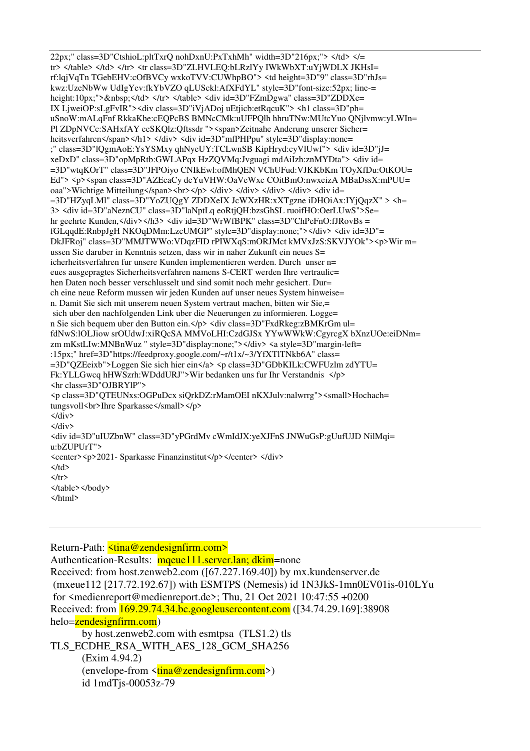22px;" class=3D"CtshioL:pltTxrQ nohDxnU:PxTxhMh" width=3D"216px;"> </td> </=
tr> </table> </td> </tr> <tr class=3D"ZLHVLEQ:bLRzlYy IWkWbXT:uYjWDLX JKHsI=
rf:lqjVqTn TGebEHV:cOfBVCy wxkoTVV:CUWhpBO"> <td height=3D"9" class=3D"rhJs=
kwz:UzeNbWw UdIgYev:fkYbVZO qLUSckl:AfXFdYL" style=3D"font-size:52px; line-=
height:10px;">&nbsp;</td> </tr> </table> <div id=3D"FZmDgwa" class=3D"ZDDXe=
IX LjweiOP:sLgFvIR"><div class=3D"iVjADoj uEtjicb:etRqcuK"> <h1 class=3D"ph=
uSnoW:mALqFnf RkkaKhe:cEQPcBS BMNcCMk:uUFPQlh hhruTNw:MUtcYuo QNjlvmw:yLWIn=
Pl ZDpNVCc:SAHxfAY eeSKQlz:Qftssdr "><span>Zeitnahe Anderung unserer Sicher=
heitsverfahren</span></h1> </div> <div id=3D"mfPHPpu" style=3D"display:none=
;" class=3D"lQgmAoE:YsYSMxy qhNyeUY:TCLwnSB KipHryd:cyVlUwf"> <div id=3D"jJ=
xeDxD" class=3D"opMpRtb:GWLAPqx HzZQVMq:Jvguagi mdAiIzh:znMYDta"> <div id=
=3D"wtqKOrT" class=3D"JFPOiyo CNIkEwl:ofMhQEN VChUFud:VJKKbKm TOyXfDu:OtKOU=
Ed"> <p><span class=3D"AZEcaCy dcYuVHW:OaVeWxc COitBmO:nwxeizA MBaDssX:mPUU=
oaa">Wichtige Mitteilung</span><br></p> </div> </div> </div> </div> <div id=
=3D"HZyqLMl" class=3D"YoZUQgY ZDDXeIX JcWXzHR:xXTgzne iDHOiAx:IYjQqzX" > <h=
3> <div id=3D"aNeznCU" class=3D"laNptLq eoRtjQH:bzsGhSL ruoifHO:OerLUwS">Se=
hr geehrte Kunden,</div></h3> <div id=3D"WrWfBPK" class=3D"ChPeFnO:fJRovBs =
fGLqqdE:RnbpJgH NKOqDMm:LzcUMGP" style=3D"display:none;"></div> <div id=3D"=
DkJFRoj" class=3D"MMJTWWo:VDqzFID rPIWXqS:mORJMct kMVxJzS:SKVJYOk"><p>Wir m=
ussen Sie daruber in Kenntnis setzen, dass wir in naher Zukunft ein neues S=
icherheitsverfahren fur unsere Kunden implementieren werden. Durch  unser n=
eues ausgepragtes Sicherheitsverfahren namens S-CERT werden Ihre vertraulic=
hen Daten noch besser verschlusselt und sind somit noch mehr gesichert. Dur=
ch eine neue Reform mussen wir jeden Kunden auf unser neues System hinweise=
n. Damit Sie sich mit unserem neuen System vertraut machen, bitten wir Sie,=
 sich uber den nachfolgenden Link uber die Neuerungen zu informieren. Logge=
n Sie sich bequem uber den Button ein.</p> <div class=3D"FxdRkeg:zBMKrGm ul=
fdNwS:lOLJiow srOUdwJ:xiRQcSA MMVoLHI:CzdGJSx YYwWWkW:CgyrcgX bXnzUOe:eiDNm=
zm mKstLIw:MNBnWuz " style=3D"display:none;"></div> <a style=3D"margin-left=
:15px;" href=3D"https://feedproxy.google.com/~r/t1x/~3/YfXTlTNkb6A" class=
=3D"QZEeixb">Loggen Sie sich hier ein</a> <p class=3D"GDbKILk:CWFUzlm zdYTU=
Fk:YLLGwcq hHWSzrh:WDddURJ">Wir bedanken uns fur Ihr Verstandnis  </p>
<hr class=3D"OJBRYlP">
<p class=3D"QTEUNxs:OGPuDcx siQrkDZ:rMamOEI nKXJulv:nalwrrg"><small>Hochach=
tungsvoll<br>Ihre Sparkasse</small></p>
</div>
</div>
<div id=3D"uIUZbnW" class=3D"yPGrdMv cWmIdJX:yeXJFnS JNWuGsP:gUufUJD NilMqi=
u:bZUPUrT">
<center><p>2021- Sparkasse Finanzinstitut</p></center> </div>
</td>
</tr>
</table></body>
</html>

---

Return-Path: <tina@zendesignfirm.com>
Authentication-Results:  mqeue111.server.lan; dkim=none
Received: from host.zenweb2.com ([67.227.169.40]) by mx.kundenserver.de
 (mxeue112 [217.72.192.67]) with ESMTPS (Nemesis) id 1N3JkS-1mn0EV01is-010LYu
 for <medienreport@medienreport.de>; Thu, 21 Oct 2021 10:47:55 +0200
Received: from 169.29.74.34.bc.googleusercontent.com ([34.74.29.169]:38908
helo=zendesignfirm.com)
	by host.zenweb2.com with esmtpsa  (TLS1.2) tls
TLS_ECDHE_RSA_WITH_AES_128_GCM_SHA256
	(Exim 4.94.2)
	(envelope-from <tina@zendesignfirm.com>)
	id 1mdTjs-00053z-79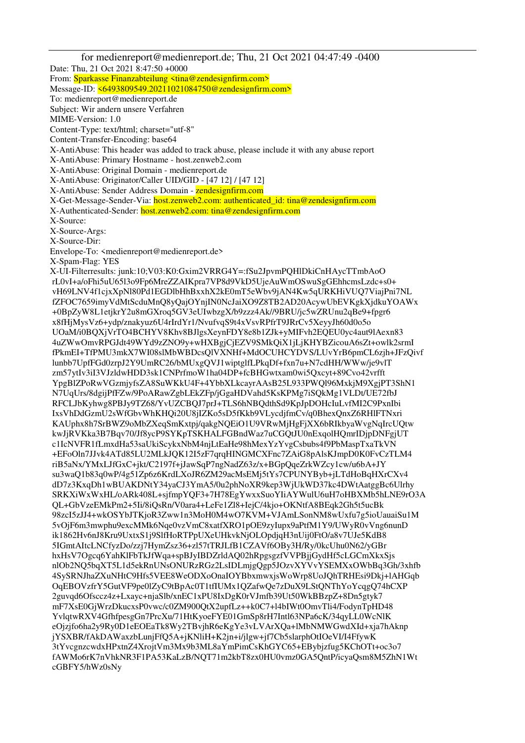for medienreport@medienreport.de; Thu, 21 Oct 2021 04:47:49 -0400
Date: Thu, 21 Oct 2021 8:47:50 +0000
From: Sparkasse Finanzabteilung <tina@zendesignfirm.com>
Message-ID: <6493809549.20211021084750@zendesignfirm.com>
To: medienreport@medienreport.de
Subject: Wir andern unsere Verfahren
MIME-Version: 1.0
Content-Type: text/html; charset="utf-8"
Content-Transfer-Encoding: base64
X-AntiAbuse: This header was added to track abuse, please include it with any abuse report
X-AntiAbuse: Primary Hostname - host.zenweb2.com
X-AntiAbuse: Original Domain - medienreport.de
X-AntiAbuse: Originator/Caller UID/GID - [47 12] / [47 12]
X-AntiAbuse: Sender Address Domain - zendesignfirm.com
X-Get-Message-Sender-Via: host.zenweb2.com: authenticated_id: tina@zendesignfirm.com
X-Authenticated-Sender: host.zenweb2.com: tina@zendesignfirm.com
X-Source:
X-Source-Args:
X-Source-Dir:
Envelope-To: <medienreport@medienreport.de>
X-Spam-Flag: YES
X-UI-Filterresults: junk:10;V03:K0:Gxim2VRRG4Y=:fSu2JpvmPQHlDkiCnHAycTTmbAoO
rL0vI+a/oFhi5uU65l3o9Fp6MreZZAIKpra7VP8d9VkD5UjeAuWmOSwuSgGEhhcmsLzdc+s0+
vH69LNV4f1cjxXpNl80Pd1EGDlbHhBxxhX2kE0mT5eWbv9jAN4Kw5qURKHiVUQ7ViajPni7NL
fZFOC7659imyVdMtScduMnQ8yQajOYnjIN0NcJaiXO9Z8TB2AD20AcywUbEVKgkXjdkuYOAWx
+0BpZyW8L1etjkrY2u8mGXroq5GV3eUIwbzgX/b9zzz4Ak//9BRU/jc5wZRUnu2qBe9+fpgr6
x8fHjMysVz6+ydp/znakyuz6U4rIrdYr1/NvufvqS9t4xVsvRPfrT9JRrCv5XeyyJh60d0o5o
UOaM/i0BQXjVrTO4BCHYV8Khv8BJlgsXeynFDY8e8b1ZJk+yMIFvh2EQEU0yc4aut9lAexn83
4uZWwOmvRPGJdt49WYd9zZNO9y+wHXBgjCjEZV9SMkQiX1jLjKHYBZicouA6sZt+owlk2srmI
fPkmEI+TfPMU3mkX7WI08slMbWBDcsQlVXNHf+MdOCUHCYDVS/LUvYrB6pmCL6zjh+JFzQivf
lunbb7UpfFGd0zrpJ2Y9UmRC26/bMUxgQVJ1wiptglfLPkqDf+fxn7u+N7cdHH/WWw/je9vlT
zm57ytIv3iI3VJzldwHDD3sk1CNPrfmoW1ha04DP+fcBHGwtxam0wi5Qxcyt+89Cvo42vrfft
YpgBlZPoRwVGzmjyfsZA8SuWKkU4F+4YbbXLkcayrAAsB25L933PWQl96MxkjM9XgjPT3ShN1
N7UqUrs/8dgijPfFZw/9PoARawZgbLEkZFp/jGgaHDVahd5KsKPMg7iSQkMg1VLDt/UE72fbJ
RFCLJbKyhwg8PBJy9TZ68/YvUZCBQJ7prJ+TLS6hNBQdthSd9KpJpDOHcIuLvfMI2C9PxnIbi
IxsVhDdGzmU2sWfGbvWhKHQi20U8jIZKo5sD5fKkb9VLycdjfmCv/q0BhexQnxZ6RHlFTNxri
KAUphx8h7SrBWZ9oMbZXeqSmKxtpj/qakgNQEiO1U9VRwMjHgFjXX6bRIkbyaWvgNqIrcUQtw
kwJjRVKka3B7Bqv70/Jf8ycP9SYKpTSKHALFGBndWaz7uCGQtJU0nExqolHQmrIDjpDNFgjUT
c1IcNVFR1fLmxdHa53saUkiScykxNbM4njLtEaHe98hMexYzYvgCsbubs4f9PbMaspTxaTkVN
+EFoOln7JJvk4ATd85LU2MLkJQK12I5zF7qrqHINGMCXFnc7ZAiG8pAlsKJmpD0K0FvCzTLM4
riB5aNx/YMxLJfGxC+jkt/C2197f+jJawSqP7ngNadZ63z/x+BGpQqeZrkWZcy1cw/u6bA+JY
su3waQ1b83q0wP/4g51Zp6z6KrdLXoJR6ZM29acMsEMj5tYs7CPUNYByb+jLTdHoBqHXrCXv4
dD7z3KxqDh1wBUAKDNtY34yaCJ3YmA5/0u2phNoXR9kep3WjUkWD37kc4DWtAatggBc6Ulrhy
SRKXiWxWxHL/oARk408L+sjfmpYQF3+7H78EgYwxxSuoYIiAYWulU6uH7oHBXMb5hLNE9rO3A
QL+GbVzeEMkPm2+5Ii/8iQsRn/V0ara4+LeFe1Zl8+IejC/4kjo+OKNtfA8BEqk2Gh5t5ucBk
98zcI5zJJ4+wkOSYbJTKjoR3Zww1n3MoH0M4wO7KVM+VJAmLSonNM8wUxfu7g5ioUauaiSu1M
5vOjF6m3mwphu9excMMk6Nqe0vzVmC8xatfXRO1pOE9zyIupx9aPtfM1Y9/UWyR0vVng6nunD
ik1862Hv6nJ8Kru9UxtxS1j9SlfHoRTPpUXeUHkvkNjOLOpdjqH3nUij0FtO/a8v7UJe5KdB8
5IGmtAItcLNCfyzDo/zzj7HymZsz36+zl57tTRJLfB1CZAVf6OBy3H/Ry/0kcUhu0N62/yGBr
hxHsV7Ogcq6YahKlFbTkJfWqa+spBJyIBDZrldAQ02hRpgsgzfVVPBjjGydHf5cLGCmXkxSjs
nlOb2NQ5bqXT5L1d5ekRnUNsONURzRGz2LsIDLmjgQgp5JOzvXYVvYSEMXxOWbBq3Gh/3xhfb
4SySRNJhaZXuNHtC9Hfs5VEE8WeODXoOnaIOYBbxmwxjsWoWrp8UoJQhTRHEsi9Dkj+lAHGqb
OqEBOVzfrY5GutVF9pe0lZyC9tBpAc0T1tfIUMx1QZafwQe7zDuX9LStQNThYoYcqgQ74hCXP
2guvqd6Ofsccz4z+Lxayc+njaSlb/xnEC1xPU8IxDgK0rVJmfb39Ut50WkBBzpZ+8Dn5gtyk7
mF7XsE0GjWrzDkucxsP0vwc/c0ZM900QtX2upfLz++k0C7+l4bIWt0OmvTli4/FodynTpHD48
YvlqtwRXV4GfhfpesgGn7PrcXu/71HtKyoeFYE01GmSp8rH7Intl63NPa6cK/34qyLL0WcNlK
eOjzjfo6ha2y9Ry0D1eEOEaTk8Wy2TBvjhR6eKgYe3vLVArXQa+lMbNMWGwdXId+xja7hAknp
jYSXBR/fAkDAWaxzbLunjFfQ5A+jKNliH+K2jn+i/jlgw+jf7Cb5slarphOtIOeVI/I4FfywK
3tYvcgnzcwdxHPxtnZ4XrojtVm3Mx9b3ML8aYmPimCsKhGYC65+EBybjzfug5KChOTt+oc3o7
fAWMo6rK7nVhkNR3F1PA53KaLzB/NQT71m2kbT8zx0HU0vmz0GA5QntP/icyaQsm8M5ZhN1Wt
cGBFY5/hWz0sNy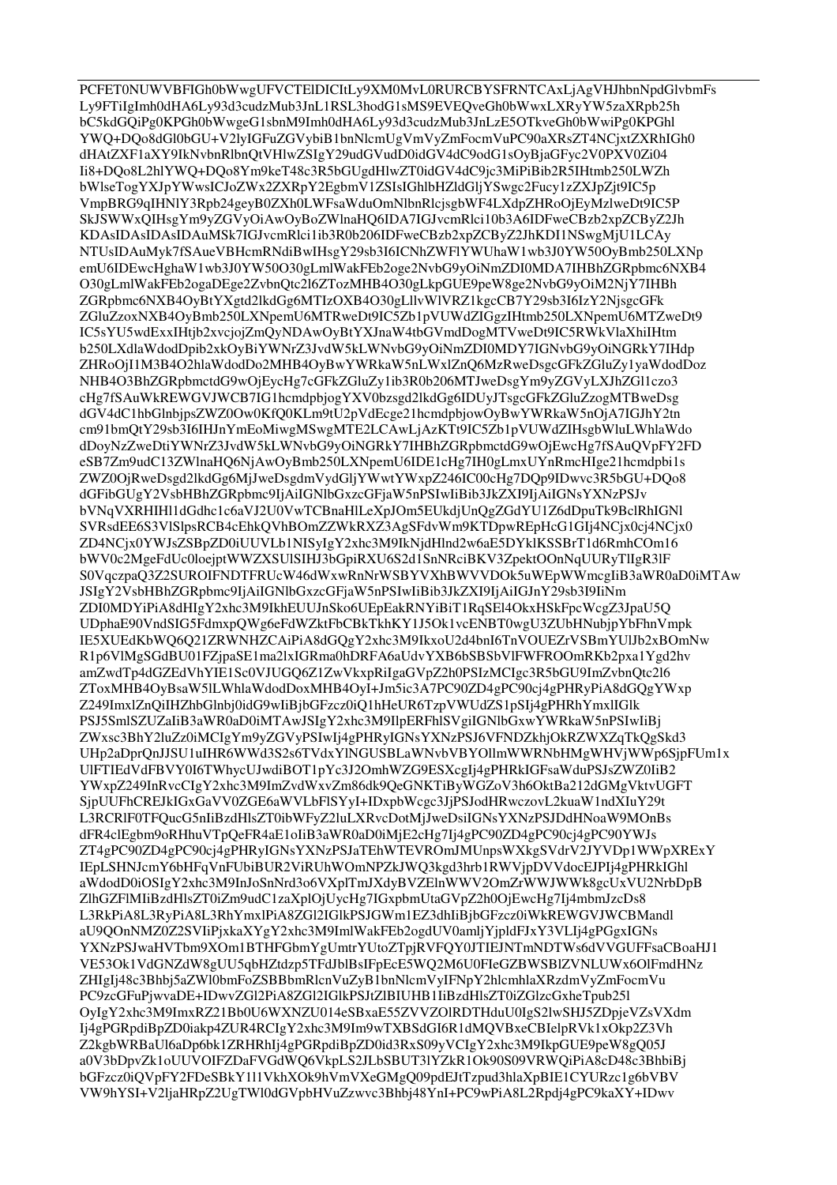PCFET0NUWVBFIGh0bWwgUFVCTElDICItLy9XM0MvL0RURCBYSFRNTCAxLjAgVHJhbnNpdGlvbmFs
Ly9FTiIgImh0dHA6Ly93d3cudzMub3JnL1RSL3hodG1sMS9EVEQveGh0bWwxLXRyYW5zaXRpb25h
bC5kdGQiPg0KPGh0bWwgeG1sbnM9Imh0dHA6Ly93d3cudzMub3JnLzE5OTkveGh0bWwiPg0KPGhl
YWQ+DQo8dGl0bGU+V2lyIGFuZGVybiB1bnNlcmUgVmVyZmFocmVuPC90aXRsZT4NCjxtZXRhIGh0
dHAtZXF1aXY9IkNvbnRlbnQtVHlwZSIgY29udGVudD0idGV4dC9odG1sOyBjaGFyc2V0PXV0Zi04
Ii8+DQo8L2hlYWQ+DQo8Ym9keT48c3R5bGUgdHlwZT0idGV4dC9jc3MiPiBib2R5IHtmb250LWZh
bWlseTogYXJpYWwsIGJoZWx2ZXRpY2EgbmV1ZSIsIGhlbHZldGljYSwgc2Fucy1zZXJpZjt9IC5p
VmpBRG9qIHNlY3Rpb24geyB0ZXh0LWFsaWduOmNlbnRlcjsgbWF4LXdpZHRoOjEyMzlweDt9IC5P
SkJSWWxQIHsgYm9yZGVyOiAwOyBoZWlnaHQ6IDA7IGJvcmRlci10b3A6IDFweCBzb2xpZCByZ2Jh
KDAsIDAsIDAsIDAuMSk7IGJvcmRlci1ib3R0b206IDFweCBzb2xpZCByZ2JhKDI1NSwgMjU1LCAy
NTUsIDAuMyk7fSAueVBHcmRNdiBwIHsgY29sb3I6ICNhZWFlYWUhaW1wb3J0YW50OyBmb250LXNp
emU6IDEwcHghaW1wb3J0YW50O30gLmlWakFEb2oge2NvbG9yOiNmZDI0MDA7IHBhZGRpbmc6NXB4
O30gLmlWakFEb2ogaDEge2ZvbnQtc2l6ZTozMHB4O30gLkpGUE9peW8ge2NvbG9yOiM2NjY7IHBh
ZGRpbmc6NXB4OyBtYXgtd2lkdGg6MTIzOXB4O30gLllvWlVRZ1kgcCB7Y29sb3I6IzY2NjsgcGFk
ZGluZzoxNXB4OyBmb250LXNpemU6MTRweDt9IC5Zb1pVUWdZIGgzIHtmb250LXNpemU6MTZweDt9
IC5sYU5wdExxIHtjb2xvcjojZmQyNDAwOyBtYXJnaW4tbGVmdDogMTVweDt9IC5RWkVlaXhiIHtm
b250LXdlaWdodDpib2xkOyBiYWNrZ3JvdW5kLWNvbG9yOiNmZDI0MDY7IGNvbG9yOiNGRkY7IHdp
ZHRoOjI1M3B4O2hlaWdodDo2MHB4OyBwYWRkaW5nLWxlZnQ6MzRweDsgcGFkZGluZy1yaWdodDoz
NHB4O3BhZGRpbmctdG9wOjEycHg7cGFkZGluZy1ib3R0b206MTJweDsgYm9yZGVyLXJhZGl1czo3
cHg7fSAuWkREWGVJWCB7IG1hcmdpbjogYXV0bzsgd2lkdGg6IDUyJTsgcGFkZGluZzogMTBweDsg
dGV4dC1hbGlnbjpsZWZ0Ow0KfQ0KLm9tU2pVdEcge21hcmdpbjowOyBwYWRkaW5nOjA7IGJhY2tn
cm91bmQtY29sb3I6IHJnYmEoMiwgMSwgMTE2LCAwLjAzKTt9IC5Zb1pVUWdZIHsgbWluLWhlaWdo
dDoyNzZweDtiYWNrZ3JvdW5kLWNvbG9yOiNGRkY7IHBhZGRpbmctdG9wOjEwcHg7fSAuQVpFY2FD
eSB7Zm9udC13ZWlnaHQ6NjAwOyBmb250LXNpemU6IDE1cHg7IH0gLmxUYnRmcHIge21hcmdpbi1s
ZWZ0OjRweDsgd2lkdGg6MjJweDsgdmVydGljYWwtYWxpZ246IC00cHg7DQp9IDwvc3R5bGU+DQo8
dGFibGUgY2VsbHBhZGRpbmc9IjAiIGNlbGxzcGFjaW5nPSIwIiBib3JkZXI9IjAiIGNsYXNzPSJv
bVNqVXRHIHl1dGdhc1c6aVJ2U0VwTCBnaHlLeXpJOm5EUkdjUnQgZGdYU1Z6dDpuTk9BclRhIGNl
SVRsdEE6S3VlSlpsRCB4cEhkQVhBOmZZWkRXZ3AgSFdvWm9KTDpwREpHcG1GIj4NCjx0cj4NCjx0
ZD4NCjx0YWJsZSBpZD0iUUVLb1NISyIgY2xhc3M9IkNjdHlnd2w6aE5DYklKSSBrT1d6RmhCOm16
bWV0c2MgeFdUc0loejptWWZXSUlSIHJ3bGpiRXU6S2d1SnNRciBKV3ZpektOOnNqUURyTlIgR3lF
S0VqczpaQ3Z2SUROIFNDTFRUcW46dWxwRnNrWSBYVXhBWVVDOk5uWEpWWmcgIiB3aWR0aD0iMTAw
JSIgY2VsbHBhZGRpbmc9IjAiIGNlbGxzcGFjaW5nPSIwIiBib3JkZXI9IjAiIGJnY29sb3I9IiNm
ZDI0MDYiPiA8dHIgY2xhc3M9IkhEUUJnSko6UEpEakRNYiBiT1RqSEl4OkxHSkFpcWcgZ3JpaU5Q
UDphaE90VndSIG5FdmxpQWg6eFdWZktFbCBkTkhKY1J5Ok1vcENBT0wgU3ZUbHNubjpYbFhnVmpk
IE5XUEdKbWQ6Q21ZRWNHZCAiPiA8dGQgY2xhc3M9IkxoU2d4bnI6TnVOUEZrVSBmYUlJb2xBOmNw
R1p6VlMgSGdBU01FZjpaSE1ma2lxIGRma0hDRFA6aUdvYXB6bSBSbVlFWFROOmRKb2pxa1Ygd2hv
amZwdTp4dGZEdVhYIE1Sc0VJUGQ6Z1ZwVkxpRiIgaGVpZ2h0PSIzMCIgc3R5bGU9ImZvbnQtc2l6
ZToxMHB4OyBsaW5lLWhlaWdodDoxMHB4OyI+Jm5ic3A7PC90ZD4gPC90cj4gPHRyPiA8dGQgYWxp
Z249ImxlZnQiIHZhbGlnbj0idG9wIiBjbGFzcz0iQ1hHeUR6TzpVWUdZS1pSIj4gPHRhYmxlIGlk
PSJ5SmlSZUZaIiB3aWR0aD0iMTAwJSIgY2xhc3M9IlpERFhlSVgiIGNlbGxwYWRkaW5nPSIwIiBj
ZWxsc3BhY2luZz0iMCIgYm9yZGVyPSIwIj4gPHRyIGNsYXNzPSJ6VFNDZkhjOkRZWXZqTkQgSkd3
UHp2aDprQnJJSU1uIHR6WWd3S2s6TVdxYlNGUSBLaWNvbVBYOllmWWRNbHMgWHVjWWp6SjpFUm1x
UlFTIEdVdFBVY0I6TWhycUJwdiBOT1pYc3J2OmhWZG9ESXcgIj4gPHRkIGFsaWduPSJsZWZ0IiB2
YWxpZ249InRvcCIgY2xhc3M9ImZvdWxvZm86dk9QeGNKTiByWGZoV3h6OktBa212dGMgVktvUGFT
SjpUUFhCREJkIGxGaVV0ZGE6aWVLbFlSYyI+IDxpbWcgc3JjPSJodHRwczovL2kuaW1ndXIuY29t
L3RCRlF0TFQucG5nIiBzdHlsZT0ibWFyZ2luLXRvcDotMjJweDsiIGNsYXNzPSJDdHNoaW9MOnBs
dFR4clEgbm9oRHhuVTpQeFR4aE1oIiB3aWR0aD0iMjE2cHg7Ij4gPC90ZD4gPC90cj4gPC90YWJs
ZT4gPC90ZD4gPC90cj4gPHRyIGNsYXNzPSJaTEhWTEVROmJMUnpsWXkgSVdrV2JYVDp1WWpXRExY
IEpLSHNJcmY6bHFqVnFUbiBUR2ViRUhVOmNPZkJWQ3kgd3hrb1RWVjpDVVdocEJPIj4gPHRkIGhl
aWdodD0iOSIgY2xhc3M9InJoSnNrd3o6VXplTmJXdyBVZElnWWV2OmZrWWJWWk8gcUxVU2NrbDpB
ZlhGZFlMIiBzdHlsZT0iZm9udC1zaXplOjUycHg7IGxpbmUtaGVpZ2h0OjEwcHg7Ij4mbmJzcDs8
L3RkPiA8L3RyPiA8L3RhYmxlPiA8ZGl2IGlkPSJGWm1EZ3dhIiBjbGFzcz0iWkREWGVJWCBMandl
aU9QOnNMZ0Z2SVIiPjxkaXYgY2xhc3M9ImlWakFEb2ogdUV0amljYjpldFJxY3VLIj4gPGgxIGNs
YXNzPSJwaHVTbm9XOm1BTHFGbmYgUmtrYUtoZTpjRVFQY0JTIEJNTmNDTWs6dVVGUFFsaCBoaHJ1
VE53Ok1VdGNZdW8gUU5qbHZtdzp5TFdJblBsIFpEcE5WQ2M6U0FIeGZBWSBlZVNLUWx6OlFmdHNz
ZHIgIj48c3Bhbj5aZWl0bmFoZSBBbmRlcnVuZyB1bnNlcmVyIFNpY2hlcmhlaXRzdmVyZmFocmVu
PC9zcGFuPjwvaDE+IDwvZGl2PiA8ZGl2IGlkPSJtZlBIUHB1IiBzdHlsZT0iZGlzcGxheTpub25l
OyIgY2xhc3M9ImxRZ21Bb0U6WXNZU014eSBxaE55ZVVZOlRDTHduU0IgS2lwSHJ5ZDpjeVZsVXdm
Ij4gPGRpdiBpZD0iakp4ZUR4RCIgY2xhc3M9Im9wTXBSdGI6R1dMQVBxeCBIelpRVk1xOkp2Z3Vh
Z2kgbWRBaUl6aDp6bk1ZRHRhIj4gPGRpdiBpZD0id3RxS09yVCIgY2xhc3M9IkpGUE9peW8gQ05J
a0V3bDpvZk1oUUVOIFZDaFVGdWQ6VkpLS2JLbSBUT3lYZkR1Ok90S09VRWQiPiA8cD48c3BhbiBj
bGFzcz0iQVpFY2FDeSBkY1l1VkhXOk9hVmVXeGMgQ09pdEJtTzpud3hlaXpBIE1CYURzc1g6bVBV
VW9hYSI+V2ljaHRpZ2UgTWl0dGVpbHVuZzwvc3Bhbj48YnI+PC9wPiA8L2Rpdj4gPC9kaXY+IDwv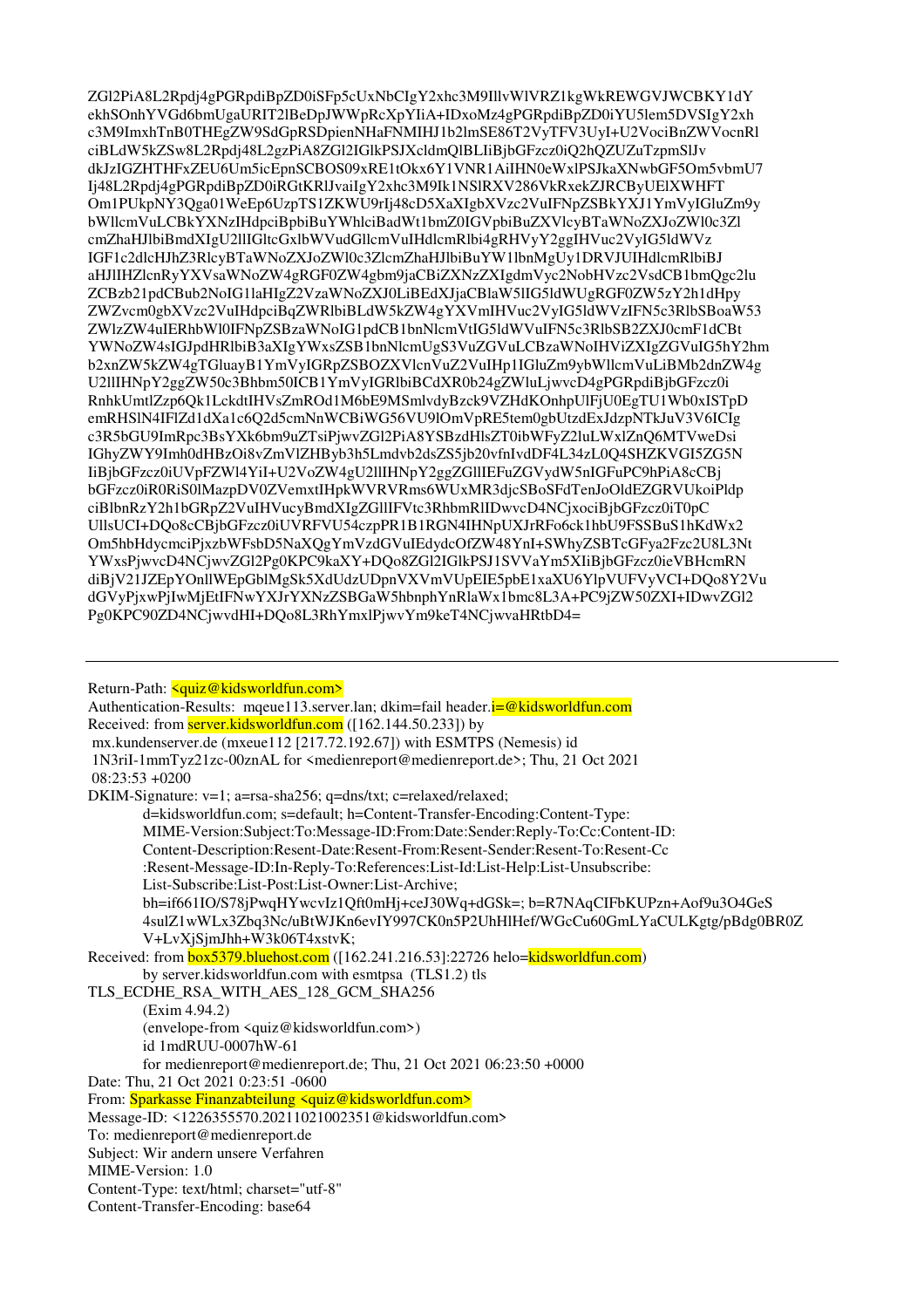```
ZGl2PiA8L2Rpdj4gPGRpdiBpZD0iSFp5cUxNbCIgY2xhc3M9IllvWlVRZ1kgWkREWGVJWCBKY1dY
ekhSOnhYVGd6bmUgaURIT2lBeDpJWWpRcXpYIiA+IDxoMz4gPGRpdiBpZD0iYU5lem5DVSIgY2xh
c3M9ImxhTnB0THEgZW9SdGpRSDpienNHaFNMIHJ1b2lmSE86T2VyTFV3UyI+U2VociBnZWVocnRl
ciBLdW5kZSw8L2Rpdj48L2gzPiA8ZGl2IGlkPSJXcldmQlBLIiBjbGFzcz0iQ2hQZUZuTzpmSlJv
dkJzIGZHTHFxZEU6Um5icEpnSCBOS09xRE1tOkx6Y1VNR1AiIHN0eWxlPSJkaXNwbGF5Om5vbmU7
Ij48L2Rpdj4gPGRpdiBpZD0iRGtKRlJvaiIgY2xhc3M9Ik1NSlRXV286VkRxekZJRCByUElXWHFT
Om1PUkpNY3Qga01WeEp6UzpTS1ZKWU9rIj48cD5XaXIgbXVzc2VuIFNpZSBkYXJ1YmVyIGluZm9y
bWllcmVuLCBkYXNzIHdpciBpbiBuYWhlciBadWt1bmZ0IGVpbiBuZXVlcyBTaWNoZXJoZWl0c3Zl
cmZhaHJlbiBmdXIgU2llIGltcGxlbWVudGllcmVuIHdlcmRlbi4gRHVyY2ggIHVuc2VyIG5ldWVz
IGF1c2dlcHJhZ3RlcyBTaWNoZXJoZWl0c3ZlcmZhaHJlbiBuYW1lbnMgUy1DRVJUIHdlcmRlbiBJ
aHJlIHZlcnRyYXVsaWNoZW4gRGF0ZW4gbm9jaCBiZXNzZXIgdmVyc2NobHVzc2VsdCB1bmQgc2lu
ZCBzb21pdCBub2NoIG1laHIgZ2VzaWNoZXJ0LiBEaXJjaCBlaW5lIG5ldWUgRGF0ZW5zY2h1dHpi
ZWZvcm0gbXVzc2VuIHdpciBqZWRlbiBLdW5kZW4gYXVmIHVuc2VyIG5ldWVzIFN5c3RlbSBoaW53
ZWlzZW4uIERhbWl0IFNpZSBzaWNoIG1pdCB1bnNlcmVtIG5ldWVuIFN5c3RlbSB2ZXJ0cmF1dCBt
YWNoZW4sIGJpdHRlIHB3aXJrZSB1bnNlcmVuIGFuZ2VsZWdtZW4gU2VydmljZSBzb3Vnb2luZ2hm
b2xnZW5kZW4gTGluayB1YmVyIGRpZSBBZXVlcnVuZ2VuIHp1IGluZm9ybWllcmVuLiBMb2dnZW4g
U2llIHNpY2ggZW50c3Bhbm50ICB1bnYyIGRlbiBCdXR0b24gZWluLjwvcD4gPGRpdiBjbGFzcz0i
RnhkUmtlZzp6Qk1LckdtIHVsZmROd1M6bE9MSmlvdyBzck9VZHdKOnhpUlFjU0EgTU1Wb0xISTpD
emRHSlN4IFlZd1dXa1c6Q2d5cmNnWCBiWG56VU9lOmVpRE5tem0gbUtzdExJdzpNTkJuV3V6ICIg
c3R5bGU9ImRpc3BsYXk6bm9uZTsiPjwvZGl2PiA8YSBzdHlsZT0ibWFyZ2luLWxlZnQ6MTVweDsi
IGhyZWY9Imh0dHBzOi8vZmlZHByb3h5Lmdvb2dsZS5jb20vfnIvdDF4L34zL0Q4SHZKVGI5ZG5N
IiBjbGFzcz0iUVpFZWl4YiI+U2VoZW4gU2llIHNpZ2ggZGVydW5nIGFuPC9hPiA8cBj
bGFzcz0iR0RiS0lMazpDV0ZVemxtIHpkWVRVRms6WUxMR3djcSBoSFdTenJoOldEZGRVUkoiPldp
ciBlbnRzY2h1bGRpZ2VuIHVucyBmdXIgZGllIFVtc3RhbmRlIDwvcD4NCjxociBjbGFzcz0iT0pC
UllsUCI+DQo8cCBjbGFzcz0iUVRFVU54czpPR1B1RGN4IHNpUXJrRFo6ck1hbU9FSSBuS1hKdWx2
Om5hbHdycmciPjxzbWFsbD5NaXQgYmVzdGVuIEdydcOfZW48YnI+SWhyZSBTcGFya2Fzc2U8L3Nt
YWxsPjwvcD4NCjwvZGl2Pg0KPC9kaXY+DQo8ZGl2IGlkPSJ1SVVaYm5XIiBjbGFzcz0ieVBHcmRN
diBjV21JZEpYOnllWEpGblMgSk5XdUdzUDpnVXVmVUpEIE5pbE1xaXU6YlpVUFVyVCI+DQo8Y2Vu
dGVyPjxwPjIwMjEtIFNwYXJrYXNzZSBGaW5hbnphYnRlaWx1bmc8L3A+PC9jZW50ZXI+IDwvZGl2
Pg0KPC90ZD4NCjwvdHI+DQo8L3RhYmxlPjwvYm9keT4NCjwvaHRtbD4=
```

---

```
Return-Path: <quiz@kidsworldfun.com>
Authentication-Results:  mqeue113.server.lan; dkim=fail header.i=@kidsworldfun.com
Received: from server.kidsworldfun.com ([162.144.50.233]) by
 mx.kundenserver.de (mxeue112 [217.72.192.67]) with ESMTPS (Nemesis) id
 1N3riI-1mmTyz21zc-00znAL for <medienreport@medienreport.de>; Thu, 21 Oct 2021
 08:23:53 +0200
DKIM-Signature: v=1; a=rsa-sha256; q=dns/txt; c=relaxed/relaxed;
        d=kidsworldfun.com; s=default; h=Content-Transfer-Encoding:Content-Type:
        MIME-Version:Subject:To:Message-ID:From:Date:Sender:Reply-To:Cc:Content-ID:
        Content-Description:Resent-Date:Resent-From:Resent-Sender:Resent-To:Resent-Cc
        :Resent-Message-ID:In-Reply-To:References:List-Id:List-Help:List-Unsubscribe:
        List-Subscribe:List-Post:List-Owner:List-Archive;
        bh=if661IO/S78jPwqHYwcvIz1Qft0mHj+ceJ30Wq+dGSk=; b=R7NAqCIFbKUPzn+Aof9u3O4GeS
        4sulZ1wWLx3Zbq3Nc/uBtWJKn6evIY997CK0n5P2UhHlHef/WGcCu60GmLYaCULKgtg/pBdg0BR0Z
        V+LvXjSjmJhh+W3k06T4xstvK;
Received: from box5379.bluehost.com ([162.241.216.53]:22726 helo=kidsworldfun.com)
        by server.kidsworldfun.com with esmtpsa  (TLS1.2) tls
TLS_ECDHE_RSA_WITH_AES_128_GCM_SHA256
        (Exim 4.94.2)
        (envelope-from <quiz@kidsworldfun.com>)
        id 1mdRUU-0007hW-61
        for medienreport@medienreport.de; Thu, 21 Oct 2021 06:23:50 +0000
Date: Thu, 21 Oct 2021 0:23:51 -0600
From: Sparkasse Finanzabteilung <quiz@kidsworldfun.com>
Message-ID: <1226355570.20211021002351@kidsworldfun.com>
To: medienreport@medienreport.de
Subject: Wir andern unsere Verfahren
MIME-Version: 1.0
Content-Type: text/html; charset="utf-8"
Content-Transfer-Encoding: base64
```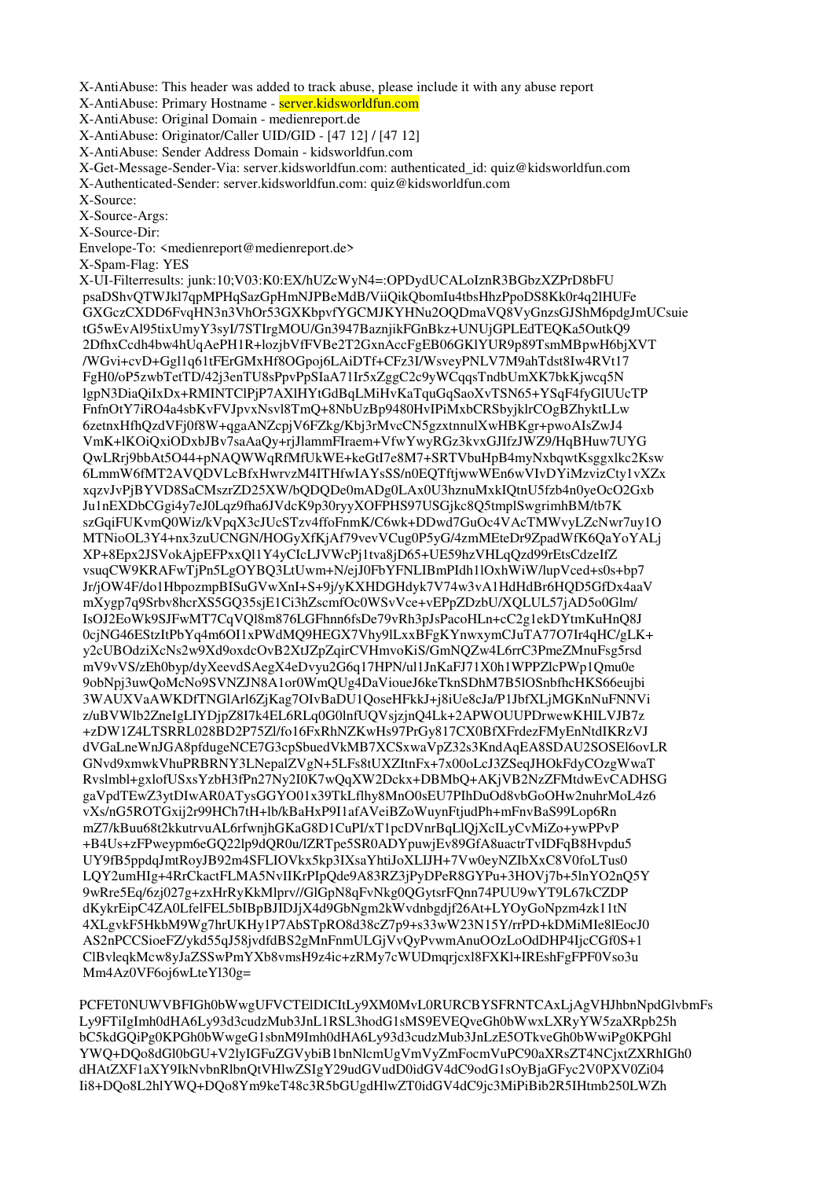X-AntiAbuse: This header was added to track abuse, please include it with any abuse report
X-AntiAbuse: Primary Hostname - server.kidsworldfun.com
X-AntiAbuse: Original Domain - medienreport.de
X-AntiAbuse: Originator/Caller UID/GID - [47 12] / [47 12]
X-AntiAbuse: Sender Address Domain - kidsworldfun.com
X-Get-Message-Sender-Via: server.kidsworldfun.com: authenticated_id: quiz@kidsworldfun.com
X-Authenticated-Sender: server.kidsworldfun.com: quiz@kidsworldfun.com
X-Source:
X-Source-Args:
X-Source-Dir:
Envelope-To: <medienreport@medienreport.de>
X-Spam-Flag: YES
X-UI-Filterresults: junk:10;V03:K0:EX/hUZcWyN4=:OPDydUCALoIznR3BGbzXZPrD8bFU
 psaDShvQTWJkl7qpMPHqSazGpHmNJPBeMdB/ViiQikQbomIu4tbsHhzPpoDS8Kk0r4q2lHUFe
 GXGczCXDD6FvqHN3n3VhOr53GXKbpvfYGCMJKYHNu2OQDmaVQ8VyGnzsGJShM6pdgJmUCsuie
 tG5wEvAl95tixUmyY3syI/7STIrgMOU/Gn3947BaznjikFGnBkz+UNUjGPLEdTEQKa5OutkQ9
 2DfhxCcdh4bw4hUqAePH1R+lozjbVfFVBe2T2GxnAccFgEB06GKlYUR9p89TsmMBpwH6bjXVT
 /WGvi+cvD+Ggl1q61tFErGMxHf8OGpoj6LAiDTf+CFz3I/WsveyPNLV7M9ahTdst8Iw4RVt17
 FgH0/oP5zwbTetTD/42j3enTU8sPpvPpSIaA71Ir5xZggC2c9yWCqqsTndbUmXK7bkKjwcq5N
 lgpN3DiaQiIxDx+RMINTClPjP7AXlHYtGdBqLMiHvKaTquGqSaoXvTSN65+YSqF4fyGlUUcTP
 FnfnOtY7iRO4a4sbKvFVJpvxNsvl8TmQ+8NbUzBp9480HvIPiMxbCRSbyjklrCOgBZhyktLLw
 6zetnxHfhQzdVFj0f8W+qgaANZcpjV6FZkg/Kbj3rMvcCN5gzxtnnulXwHBKgr+pwoAIsZwJ4
 VmK+lKOiQxiODxbJBv7saAaQy+rjJlammFIraem+VfwYwyRGz3kvxGJIfzJWZ9/HqBHuw7UYG
 QwLRrj9bbAt5O44+pNAQWWqRfMfUkWE+keGtI7e8M7+SRTVbuHpB4myNxbqwtKsggxlkc2Ksw
 6LmmW6fMT2AVQDVLcBfxHwrvzM4ITHfwIAYsSS/n0EQTftjwwWEn6wVIvDYiMzvizCty1vXZx
 xqzvJvPjBYVD8SaCMszrZD25XW/bQDQDe0mADg0LAx0U3hznuMxkIQtnU5fzb4n0yeOcO2Gxb
 Ju1nEXDbCGgi4y7eJ0Lqz9fha6JVdcK9p30ryyXOFPHS97USGjkc8Q5tmplSwgrimhBM/tb7K
 szGqiFUKvmQ0Wiz/kVpqX3cJUcSTzv4ffoFnmK/C6wk+DDwd7GuOc4VAcTMWvyLZcNwr7uy1O
 MTNioOL3Y4+nx3zuUCNGN/HOGyXfKjAf79vevVCug0P5yG/4zmMEteDr9ZpadWfK6QaYoYALj
 XP+8Epx2JSVokAjpEFPxxQl1Y4yCIcLJVWcPj1tva8jD65+UE59hzVHLqQzd99rEtsCdzeIfZ
 vsuqCW9KRAFwTjPn5LgOYBQ3LtUwm+N/ejJ0FbYFNLIBmPIdh1lOxhWiW/lupVced+s0s+bp7
 Jr/jOW4F/do1HbpozmpBISuGVwXnI+S+9j/yKXHDGHdyk7V74w3vA1HdHdBr6HQD5GfDx4aaV
 mXygp7q9Srbv8hcrXS5GQ35sjE1Ci3hZscmfOc0WSvVce+vEPpZDzbU/XQLUL57jAD5o0Glm/
 IsOJ2EoWk9SJFwMT7CqVQl8m876LGFhnn6fsDe79vRh3pJsPacoHLn+cC2g1ekDYtmKuHnQ8J
 0cjNG46EStzItPbYq4m6OI1xPWdMQ9HEGX7Vhy9lLxxBFgKYnwxymCJuTA77O7Ir4qHC/gLK+
 y2cUBOdziXcNs2w9Xd9oxdcOvB2XtJZpZqirCVHmvoKiS/GmNQZw4L6rrC3PmeZMnuFsg5rsd
 mV9vVS/zEh0byp/dyXeevdSAegX4eDvyu2G6q17HPN/ul1JnKaFJ71X0h1WPPZlcPWp1Qmu0e
 9obNpj3uwQoMcNo9SVNZJN8A1or0WmQUg4DaVioueJ6keTknSDhM7B5lOSnbfhcHKS66eujbi
 3WAUXVaAWKDfTNGlArl6ZjKag7OIvBaDU1QoseHFkkJ+j8iUe8cJa/P1JbfXLjMGKnNuFNNVi
 z/uBVWlb2ZneIgLIYDjpZ8I7k4EL6RLq0G0lnfUQVsjzjnQ4Lk+2APWOUUPDrwewKHILVJB7z
 +zDW1Z4LTSRRL028BD2P75Zl/fo16FxRhNZKwHs97PrGy817CX0BfXFrdezFMyEnNtdIKRzVJ
 dVGaLneWnJGA8pfdugeNCE7G3cpSbuedVkMB7XCSxwaVpZ32s3KndAqEA8SDAU2SOSEl6ovLR
 GNvd9xmwkVhuPRBRNY3LNepalZVgN+5LFs8tUXZItnFx+7x00oLcJ3ZSeqJHOkFdyCOzgWwaT
 Rvslmbl+gxlofUSxsYzbH3fPn27Ny2I0K7wQqXW2Dckx+DBMbQ+AKjVB2NzZFMtdwEvCADHSG
 gaVpdTEwZ3ytDIwAR0ATysGGYO01x39TkLflhy8MnO0sEU7PIhDuOd8vbGoOHw2nuhrMoL4z6
 vXs/nG5ROTGxij2r99HCh7tH+lb/kBaHxP9I1afAVeiBZoWuynFtjudPh+mFnvBaS99Lop6Rn
 mZ7/kBuu68t2kkutrvuAL6rfwnjhGKaG8D1CuPI/xT1pcDVnrBqLlQjXcILyCvMiZo+ywPPvP
 +B4Us+zFPweypm6eGQ22lp9dQR0u/lZRTpe5SR0ADYpuwjEv89GfA8uactrTvIDFqB8Hvpdu5
 UY9fB5ppdqJmtRoyJB92m4SFLIOVkx5kp3IXsaYhtiJoXLIJH+7Vw0eyNZIbXxC8V0foLTus0
 LQY2umHIg+4RrCkactFLMA5NvIIKrPIpQde9A83RZ3jPyDPeR8GYPu+3HOVj7b+5lnYO2nQ5Y
 9wRre5Eq/6zj027g+zxHrRyKkMlprv//GlGpN8qFvNkg0QGytsrFQnn74PUU9wYT9L67kCZDP
 dKykrEipC4ZA0LfelFEL5bIBpBJIDJjX4d9GbNgm2kWvdnbgdjf26At+LYOyGoNpzm4zk11tN
 4XLgvkF5HkbM9Wg7hrUKHy1P7AbSTpRO8d38cZ7p9+s33wW23N15Y/rrPD+kDMiMIe8lEocJ0
 AS2nPCCSioeFZ/ykd55qJ58jvdfdBS2gMnFnmULGjVvQyPvwmAnuOOzLoOdDHP4IjcCGf0S+1
 ClBvleqkMcw8yJaZSSwPmYXb8vmsH9z4ic+zRMy7cWUDmqrjcxl8FXKl+IREshFgFPF0Vso3u
 Mm4Az0VF6oj6wLteYl30g=

PCFET0NUWVBFIGh0bWwgUFVCTElDICItLy9XM0MvL0RURCBYSFRNTCAxLjAgVHJhbnNpdGlvbmFs
Ly9FTiIgImh0dHA6Ly93d3cudzMub3JnL1RSL3hodG1sMS9EVEQveGh0bWwxLXRyYW5zaXRpb25h
bC5kdGQiPg0KPGh0bWwgeG1sbnM9Imh0dHA6Ly93d3cudzMub3JnLzE5OTkveGh0bWwiPg0KPGhl
YWQ+DQo8dGl0bGU+V2lyIGFuZGVybiBibnNlcmUgVmVyZmFocmVuPC90aXRsZT4NCjxtZXRhIGh0
dHAtZXF1aXY9IkNvbnRlbnQtVHlwZSIgY29udGVudD0idGV4dC9odG1sOyBjaGFyc2V0PXV0Zi04
Ii8+DQo8L2hlYWQ+DQo8Ym9keT48c3R5bGUgdHlwZT0idGV4dC9jc3MiPiBib2R5IHtmb250LWZh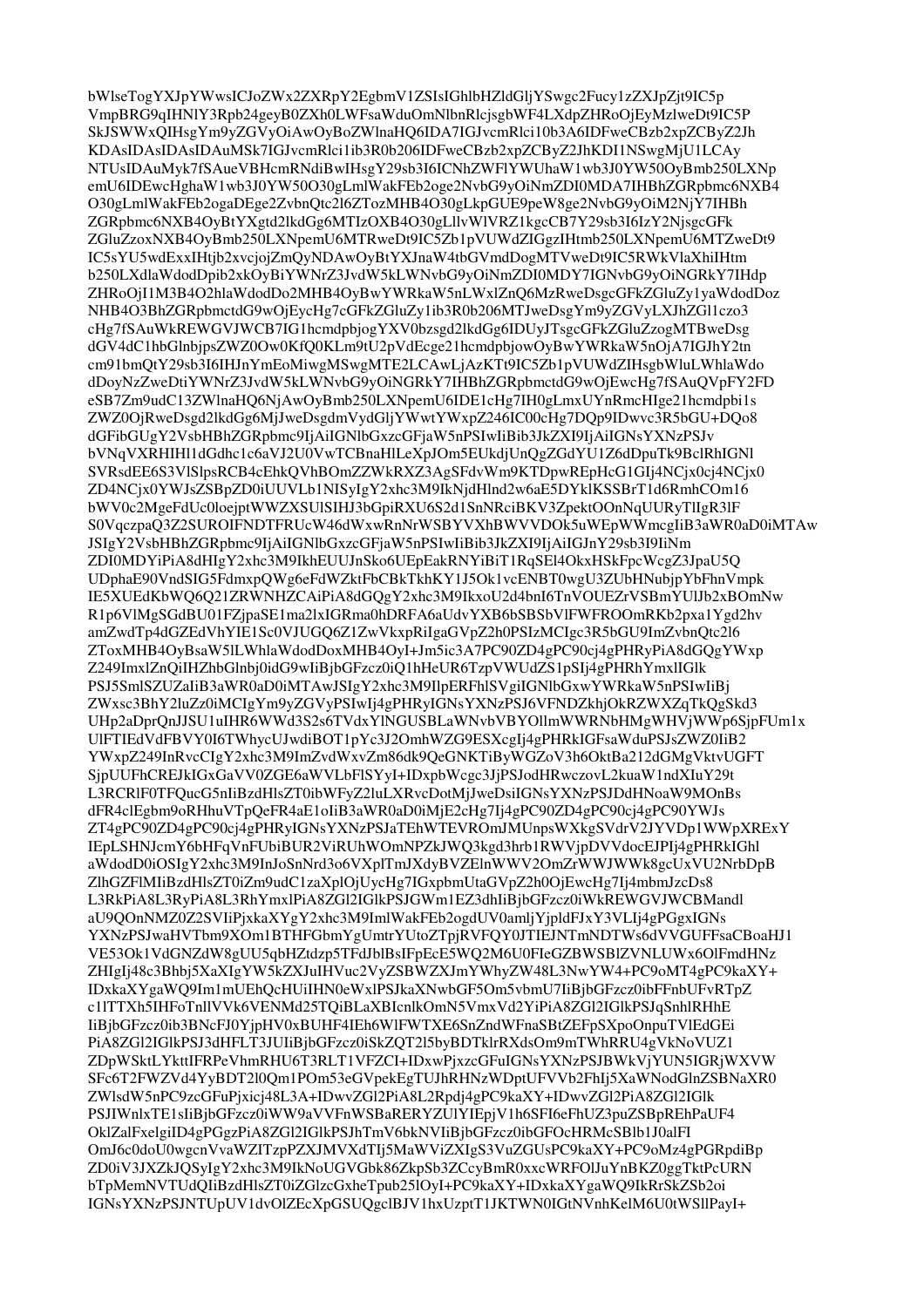bWlseTogYXJpYWwsICJoZWx2ZXRpY2EgbmV1ZSIsIGhlbHZldGljYSwgc2Fucy1zZXJpZjt9IC5p
VmpBRG9qIHNlY3Rpb24geyB0ZXh0LWFsaWduOmNlbnRlcjsgbWF4LXdpZHRoOjEyMzlweDt9IC5P
SkJSWWxQIHsgYm9yZGVyOiAwOyBoZWlnaHQ6IDA7IGJvcmRlci10b3A6IDFweCBzb2xpZCByZ2Jh
KDAsIDAsIDAsIDAuMSk7IGJvcmRlci1ib3R0b206IDFweCBzb2xpZCByZ2JhKDI1NSwgMjU1LCAy
NTUsIDAuMyk7fSAueVBHcmRNdiBwIHsgY29sb3I6ICNhZWFlYWUhaW1wb3J0YW50OyBmb250LXNp
emU6IDEwcHghaW1wb3J0YW50O30gLmlWakFEb2oge2NvbG9yOiNmZDI0MDA7IHBhZGRpbmc6NXB4
O30gLmlWakFEb2ogaDEge2ZvbnQtc2l6ZTozMHB4O30gLkpGUE9peW8ge2NvbG9yOiM2NjY7IHBh
ZGRpbmc6NXB4OyBtYXgtd2lkdGg6MTIzOXB4O30gLllvWlVRZ1kgcCB7Y29sb3I6IzY2NjsgcGFk
ZGluZzoxNXB4OyBmb250LXNpemU6MTRweDt9IC5Zb1pVUWdZIGgzIHtmb250LXNpemU6MTZweDt9
IC5sYU5wdExxIHtjb2xvcjojZmQyNDAwOyBtYXJnaW4tbGVmdDogMTVweDt9IC5RWkVlaXhiIHtm
b250LXdlaWdodDpib2xkOyBiYWNrZ3JvdW5kLWNvbG9yOiNmZDI0MDY7IGNvbG9yOiNGRkY7IHdp
ZHRoOjI1M3B4O2hlaWdodDo2MHB4OyBwYWRkaW5nLWxlZnQ6MzRweDsgcGFkZGluZy1yaWdodDoz
NHB4O3BhZGRpbmctdG9wOjEycHg7cGFkZGluZy1ib3R0b206MTJweDsgYm9yZGVyLXJhZGl1czo3
cHg7fSAuWkREWGVJWCB7IG1hcmdpbjogYXV0bzsgd2lkdGg6IDUyJTsgcGFkZGluZzogMTBweDsg
dGV4dC1hbGlnbjpjZW50ZXI7OwKfQ0KLm9tU2pVdEcge21hcmdpbjowOyBwYWRkaW5nOjA7IGJhY2tn
cm91bmQtY29sb3I6IHJnYmEoMiwgMSwgMTE2LCAwLjAzKTt9IC5Zb1pVUWdZIHsgbWluLWhlaWdo
dDoyNzZweDtiYWNrZ3JvdW5kLWNvbG9yOiNGRkY7IHBhZGRpbmctdG9wOjEwcHg7fSAuQVpFY2FD
eSB7Zm9udC13ZWlnaHQ6NjAwOyBmb250LXNpemU6IDE1cHg7IH0gLmxUYnRmcHIge21hcmdpbi1s
ZWZ0OjRweDsgd2lkdGg6MjJweDsgdmVydGljYWwtYWxpZ246IC00cHg7DQp9IDwvc3R5bGU+DQo8
dGFibGUgY2VsbHBhZGRpbmc9IjAiIGNlbGxzcGFjaW5nPSIwIiBib3JkZXI9IjAiIGNsYXNzPSJv
bVNqVXRHIHl1dGdhc1c6aVJ2U0VwTCBnaHlLeXpJOm5EUkdjUnQgZGdYU1Z6dDpuTk9BclRhIGNl
SVRsdEE6S3VlSlpsRCB4cEhkQVhBOmZZWkRXZ3AgSFdvWm9KTDpwREpHcG1GIj4NCjx0cj4NCjx0
ZD4NCjx0YWJsZSBpZD0iUUVLb1NISyIgY2xhc3M9IkNjdHlnd2w6aE5DYklKSSBrT1d6RmhCOm16
bWV0c2MgeFdUc0loejptWWZXSUlSIHJ3bGpiRXU6S2d1SnNRciBKV3ZpektOOnNqUURyTlIgR3lF
S0VqczpaQ3Z2SUROIFNDTFRUcW46dWxwRnNrWSBYVXhBWVVDOk5uWEpWWmcgIiB3aWR0aD0iMTAw
JSIgY2VsbHBhZGRpbmc9IjAiIGNlbGxzcGFjaW5nPSIwIiBib3JkZXI9IjAiIGJnY29sb3I9IiNm
ZDI0MDYiPiA8dHIgY2xhc3M9IkhEUUJnSko6UEpEakRNYiBiT1RqSEl4OkxHSkFpcWcgZ3JpaU5Q
UDphaE90VndSIG5FdmxpQWg6eFdWZktFbCBkTkhKY1J5Ok1vcENBT0wgU3ZUbHNubjpYbFhnVmpk
IE5XUEdKbWQ6Q21ZRWNHZCAiPiA8dGQgY2xhc3M9IkxoU2d4bnI6TnVOUEZrVSBmYUlJb2xBOmNw
R1p6VlMgSGdBU01FZjpaSE1ma2lxIGRma0hDRFA6aUdvYXB6bSBSbVlFWFROOmRKb2pxa1Ygd2hv
amZwdTp4dGZEdVhYIE1Sc0VJUGQ6Z1ZwVkxpRiIgaGVpZ2h0PSIzMCIgc3R5bGU9ImZvbnQtc2l6
ZToxMHB4OyBsaW5lLWhlaWdodDoxMHB4OyI+Jm5ic3A7PC90ZD4gPC90cj4gPHRyPiA8dGQgYWxp
Z249ImxlZnQiIHZhbGlnbj0idG9wIiBjbGFzcz0iQ1hheUR6TzpVWUdZS1pSIj4gPHRhYmxlIGlk
PSJ5SmlSZUZaIiB3aWR0aD0iMTAwJSIgY2xhc3M9IlpERFhlSVgiIGNlbGxwYWRkaW5nPSIwIiBj
ZWxsc3BhY2luZz0iMCIgYm9yZGVyPSIwIj4gPHRyIGNsYXNzPSJ6VFNDZkhjOkRZWXZqTkQgSkd3
UHp2aDprQnJJSU1uIHR6WWd3S2s6TVdxYlNGUSBLaWNvbVBYOllmWWRNbHMgWHVjWWp6SjpFUm1x
UlFTIEdVdFBVY0I6TWhycUJwdiBOT1pYc3J2OmhWZG9ESXcgIj4gPHRkIGFsaWduPSJsZWZ0IiB2
YWxpZ249InRvcCIgY2xhc3M9ImZvdWxvZm86dk9QeGNKTiByWGZoV3h6OktBa212dGMgVktvUGFT
SjpUUFhCREJkIGxGaVV0ZGE6aWVLbFlSYyI+IDxpbWcgc3JjPSJodHRwczovL2kuaW1ndXIuY29t
L3RCRlF0TFQucG5nIiBzdHlsZT0ibWFyZ2luLXRvcDotMjJweDsiIGNsYXNzPSJDdHNoaW9MOnBs
dFR4clEgbm9oRHhuVTpQeFR4aE1oIiB3aWR0aD0iMjE2cHg7Ij4gPC90ZD4gPC90cj4gPC90YWJs
ZT4gPC90ZD4gPC90cj4gPHRyIGNsYXNzPSJaTEhWTEVROmJMUnpsWXkgSVdrV2JYVDp1WWpXRExY
IEpLSHNJcmY6bHFqVnFUbiBUR2ViRUhWOmNPZkJWQ3kgd3hrb1RWVjpDVVdocEJPIj4gPHRkIGhl
aWdodD0iOSIgY2xhc3M9InJoSnNrd3o6VXplTmJXdyBVZElnWWV2OmZrWWJWWk8gcUxVU2NrbDpB
ZlhGZFlMIiBzdHlsZT0iZm9udC1zaXplOjUycHg7IGxpbmUtaGVpZ2h0OjEwcHg7Ij4mbmJzcDs8
L3RkPiA8L3RyPiA8L3RhYmxlPiA8ZGl2IGlkPSJGWm1EZ3dhIiBjbGFzcz0iWkREWGVJWCBMandl
aU9QOnNMZ0Z2SVIiPjxkaXYgY2xhc3M9ImlWakFEb2ogdUV0amljYjpldFJxY3VLIj4gPGgxIGNs
YXNzPSJwaHVTbm9XOm1BTHFGbmYgUmtrYUtoZTpjRVFQY0JTIEJNTmNDTWs6dVVGUFFsaCBoaHJ1
VE53Ok1VdGNZdW8gUU5qbHZtdzp5TFdJblBsIFpEcE5WQ2M6U0FIeGZBWSBlZVNLUWx6OlFmdHNz
ZHIgIj48c3Bhbj5XaXIgYW5kZXJuIHVuc2VyZSBWZXJmYWhyZW48L3NwYW4+PC9oMT4gPC9kaXY+
IDxkaXYgaWQ9Im1mUEhQcHUiIHN0eWxlPSJkaXNwbGF5Om5vbmU7IiBjbGFzcz0ibFFnbUFvRTpZ
c1lTTXh5IHFoTnllVVk6VENMd25TQiBLaXBIcnlkOmN5VmxVd2YiPiA8ZGl2IGlkPSJqSnhlRHhE
IiBjbGFzcz0ib3BNcFJ0YjpHV0xBUHF4IEh6WlFWTXE6SnZndWFnaSBtZEFpSXpoOnpuTVlEdGEi
PiA8ZGl2IGlkPSJ3dHFLT3JUIiBjbGFzcz0iSkZQT2l5byBDTklrRXdsOm9mTWhRRU4gVkNoVUZ1
ZDpWSktLYkttIFRPeVhmRHU6T3RLT1VFZCI+IDxwPjxzcGFuIGNsYXNzPSJBWkVjYUN5IGRjWXVW
SFc6T2FWZVd4YyBDT2l0Qm1POm53eGVpekEgTUJhRHNzWDptUFVVb2FhIj5XaWNodGlnZSBNaXR0
ZWlsdW5nPC9zcGFuPjxicj48L3A+IDwvZGl2PiA8L2Rpdj4gPC9kaXY+IDwvZGl2PiA8ZGl2IGlk
PSJIWnlxTE1sIiBjbGFzcz0iWW9aVVFnWSBaRERYZUlYIEpjV1h6SFI6eEFhUHZ3puZSBpREhPaUF4
OklZalFxelgiID4gPGgzPiA8ZGl2IGlkPSJhTmV6bkNVIiBjbGFzcz0ibGFOcHRMcSBlb1J0alFI
OmJ6c0doU0wgcnVvaWZITzpPZXJMVXdTIj5MaWVicIgS3VuZGUsPC9kaXY+PC9oMz4gPGRpdiBp
ZD0iV3JXZkJQSyIgY2xhc3M9IkNoUGVGbk86ZkpSb3ZCcyBmR0xxcWRFOlJuYnBKZ0ggTktPcURN
bTpMemNVTUdQIiBzdHlsZT0iZGlzcGxheTpub25lOyI+PC9kaXY+IDxkaXYgaWQ9IkRrSkZSb2oi
IGNsYXNzPSJNTUpUV1dvOlZEcXpGSUQgclBJV1hxUzptT1JKTWN0IGtNVnhKelM6U0tWSllPayI+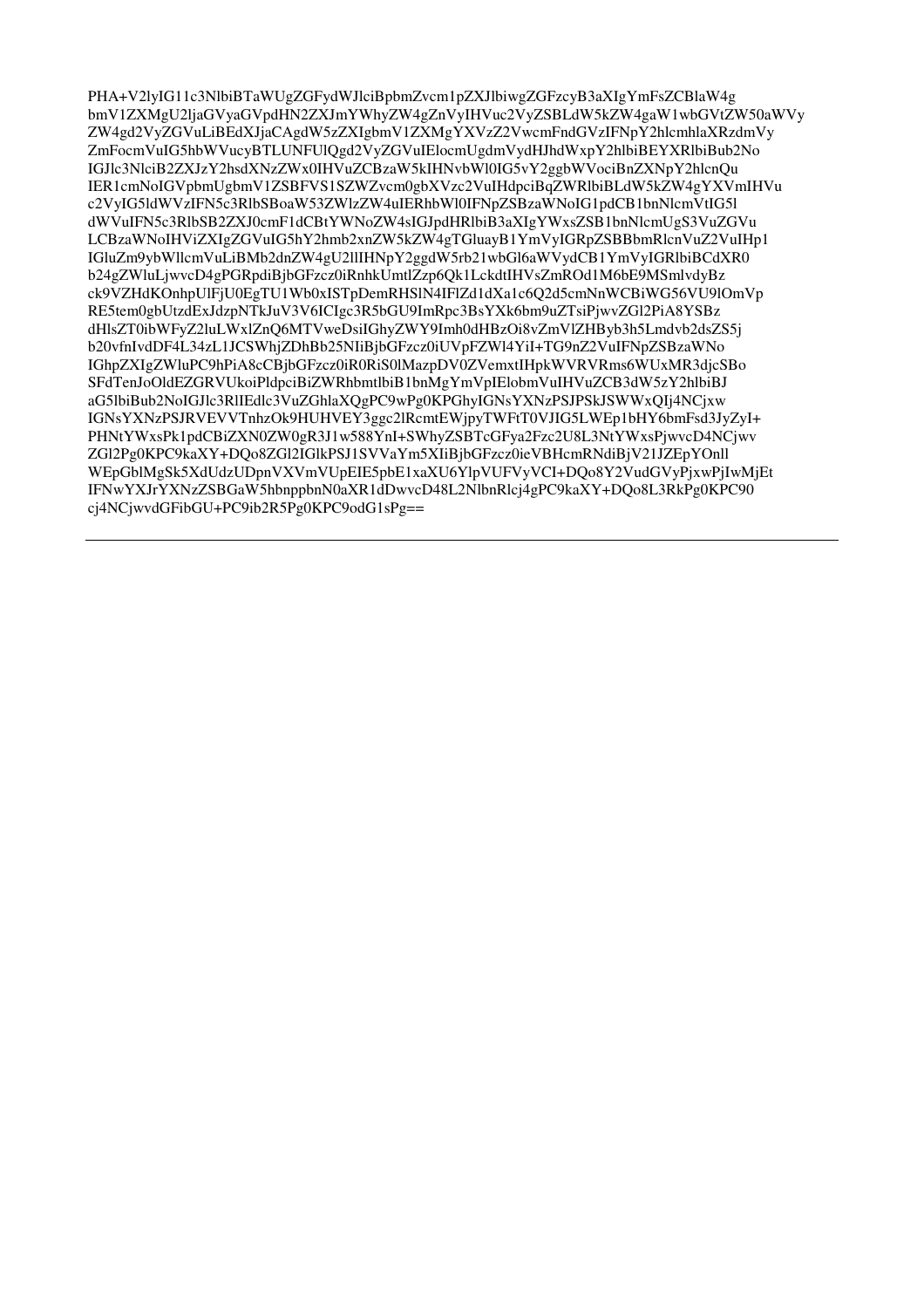PHA+V2lyIG11c3NlbiBTaWUgZGFydWJlciBpbmZvcm1pZXJlbiwgZGFzcyB3aXIgYmFsZCBlaW4g
bmV1ZXMgU2ljaGVyaGVpdHN2ZXJmYWhyZW4gZnVyIHVuc2VyZSBLdW5kZW4gaW1wbGVtZW50aWVy
ZW4gd2VyZGVuLiBEdXJjaCAgdW5zZXIgbmV1ZXMgYXVzZ2VwcmFndGVzIFNpY2hlcmhlaXRzdmVy
ZmFocmVuIG5hbWVucyBTLUNFUlQgd2VyZGVuIElocmUgdmVydHJhdWxpY2hlbiBEYXRlbiBub2No
IGJlc3NlciB2ZXJzY2hsdXNzZWx0IHVuZCBzaWNoZXIgdm9yIG5vY2ggbWVociBZXNpY2hlcnQu
IER1cmNoIGVpbmUgbmV1ZSBFVS1SZWZvcm0gbXVzc2VuIHdpciBqZWRlbiBLdW5kZW4gYXVmIHVu
c2VyIG5ldWVzIFN5c3RlbSBoaW53ZWlzZW4uIERhbit0IFNpZSBzaWNoIG1pdCB1bnNlcmVtIG5l
dWVuIFN5c3RlbSB2ZXJ0cmF1dCBtYWNoZW4sIGJpdHRlbiB3aXIgYWxsZSB1bnNlcmUgS3VuZGVu
LCBzaWNoIHViZXIgZGVuIG5hY2hmb2xnZW5kZW4gTGluayB1YmVyIGRpZSBBbmRlcnVuZ2VuIHp1
IGluZm9ybWllcmVuLiBMb2dnZW4gU2llIHNpY2ggW5kb21wbGl6aWVydCB1YmVyIGRlbiBCdXR0
b24gZWluLjwvcD4gPGRpdiBjbGFzcz0iRnhkUmtlZzZQk1LckdtIHVsZmROd1M6bE9MSmlvdyBz
ck9VZHdKOnhpUlFjU0EgTU1Wb0xISTpDemRHSlN4IFlZd1dXa1c6Q2d5cmNnWCBiWG56VU9lOmVp
RE5tem0gbUtzdExJdzpNTkJuV3V6ICIgc3R5bGU9ImRpc3BsYXk6bm9uZTsiPjwvZGl2PiA8YSBz
dHlsZT0ibWFyZ2luLWxlZnQ6MTVweDsiIGhyZWY9Imh0dHBzOi8vZmVlZHByb3h5Lmdvb2dsZS5j
b20vfnIvdDF4L34zL1JCSWhjZDhBb25NIiBjbGFzcz0iUVpFZWl4YiI+TG9nZ2VuIFNpZSBzaWNo
IGhpZXIgZWluPC9hPiA8cCBjbGFzcz0iR0RiS0lMazpDV0ZVemxtIHpkWVRVRms6WUxMR3djSBo
SFdTenJoOldEZGRVUkoiPldpciBiZWRhbmtlbiB1bnMgbmVpElobmVuIHVuZCB3dW5zY2hlbiBJ
aG5lbiBub2NoIGJlc3RlIdlc3VuZGhlaXQgPC9wPg0KPGhyIGNsYXNzPSJPSkJSWWxQIj4NCjxw
IGNsYXNzPSJRVEVVTnhzOk9HUHVEY3ggc2lRcmtEWjpyTWFtT0VJIG5LWEp1bHY6bmFsd3JyZyI+
PHNtYWxsPk1pdCBiZXN0ZW0gR3J1w588YnI+SWhyZSBTcGFya2Fzc2U8L3NtYWxsPjwvcD4NCjwv
ZGl2Pg0KPC9kaXY+DQo8ZGl2IGlkPSJ1SVVaYm5XIiBjbGFzcz0ieVBHcmNNdiBjV21JZEpyOnll
WEpGblMgSk5XdUdzUDpnVXVmVUpEIE5pbE1xaXU6YlpVUFVyVCI+DQo8Y2VudGVyPjxwPjIwMjEt
IFNwYXJrYXNzZSBGaW5hbnpncnbnN0aXR1dGwvcD48L2NlbnRlcj4gPC9kaXY+DQo8L3RkPg0KPC90
cj4NCjwvdGFibGU+PC9ib2R5Pg0KPC9odG1sPg==

---